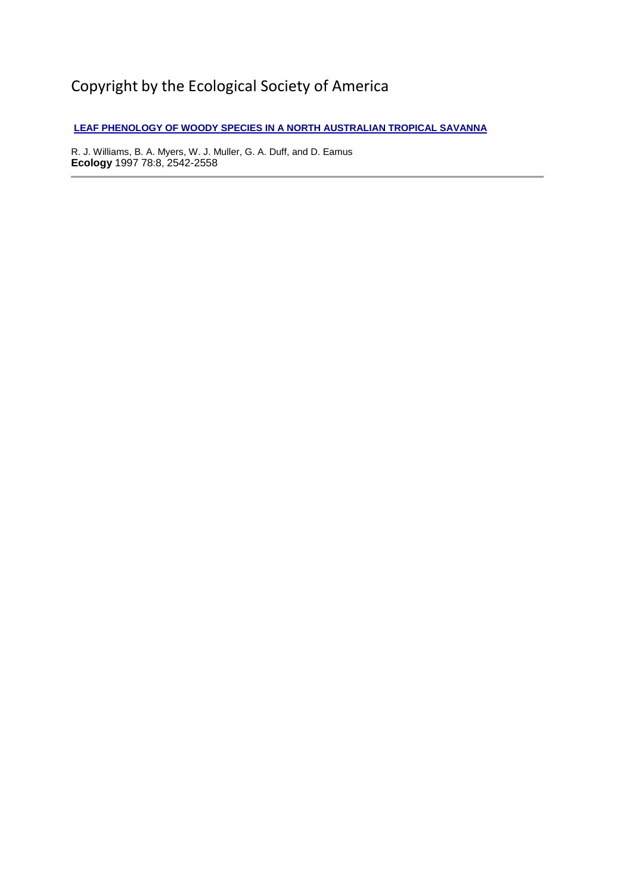Copyright by the Ecological Society of America

**LEAF PHENOLOGY OF WOODY SPECIES IN A NORTH AUSTRALIAN TROPICAL SAVANNA**

R. J. Williams, B. A. Myers, W. J. Muller, G. A. Duff, and D. Eamus
**Ecology** 1997 78:8, 2542-2558

---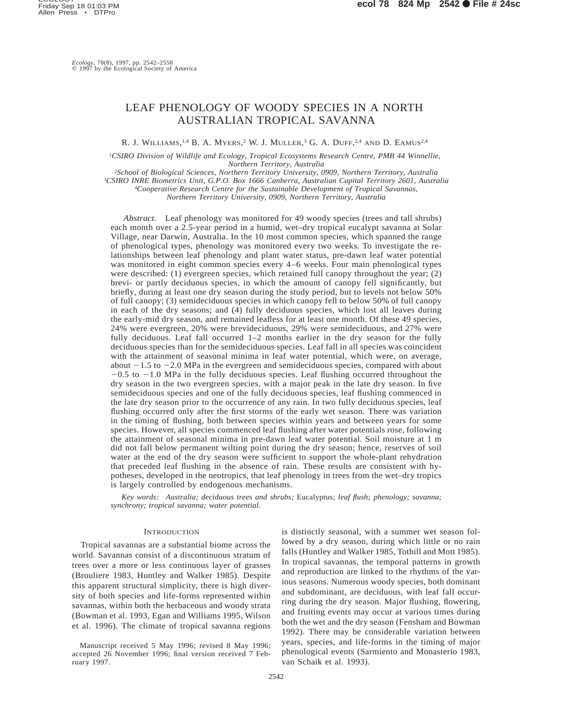*Ecology*, 78(8), 1997, pp. 2542–2558
© 1997 by the Ecological Society of America

# LEAF PHENOLOGY OF WOODY SPECIES IN A NORTH AUSTRALIAN TROPICAL SAVANNA

R. J. Williams,[1,4] B. A. Myers,[2] W. J. Muller,[3] G. A. Duff,[2,4] and D. Eamus[2,4]

[1]*CSIRO Division of Wildlife and Ecology, Tropical Ecosystems Research Centre, PMB 44 Winnellie, Northern Territory, Australia*
[2]*School of Biological Sciences, Northern Territory University, 0909, Northern Territory, Australia*
[3]*CSIRO INRE Biometrics Unit, G.P.O. Box 1666 Canberra, Australian Capital Territory 2601, Australia*
[4]*Cooperative Research Centre for the Sustainable Development of Tropical Savannas, Northern Territory University, 0909, Northern Territory, Australia*

*Abstract.* Leaf phenology was monitored for 49 woody species (trees and tall shrubs) each month over a 2.5-year period in a humid, wet–dry tropical eucalypt savanna at Solar Village, near Darwin, Australia. In the 10 most common species, which spanned the range of phenological types, phenology was monitored every two weeks. To investigate the relationships between leaf phenology and plant water status, pre-dawn leaf water potential was monitored in eight common species every 4–6 weeks. Four main phenological types were described: (1) evergreen species, which retained full canopy throughout the year; (2) brevi- or partly deciduous species, in which the amount of canopy fell significantly, but briefly, during at least one dry season during the study period, but to levels not below 50% of full canopy; (3) semideciduous species in which canopy fell to below 50% of full canopy in each of the dry seasons; and (4) fully deciduous species, which lost all leaves during the early-mid dry season, and remained leafless for at least one month. Of these 49 species, 24% were evergreen, 20% were brevideciduous, 29% were semideciduous, and 27% were fully deciduous. Leaf fall occurred 1–2 months earlier in the dry season for the fully deciduous species than for the semideciduous species. Leaf fall in all species was coincident with the attainment of seasonal minima in leaf water potential, which were, on average, about $-1.5$ to $-2.0$ MPa in the evergreen and semideciduous species, compared with about $-0.5$ to $-1.0$ MPa in the fully deciduous species. Leaf flushing occurred throughout the dry season in the two evergreen species, with a major peak in the late dry season. In five semideciduous species and one of the fully deciduous species, leaf flushing commenced in the late dry season prior to the occurrence of any rain. In two fully deciduous species, leaf flushing occurred only after the first storms of the early wet season. There was variation in the timing of flushing, both between species within years and between years for some species. However, all species commenced leaf flushing after water potentials rose, following the attainment of seasonal minima in pre-dawn leaf water potential. Soil moisture at 1 m did not fall below permanent wilting point during the dry season; hence, reserves of soil water at the end of the dry season were sufficient to support the whole-plant rehydration that preceded leaf flushing in the absence of rain. These results are consistent with hypotheses, developed in the neotropics, that leaf phenology in trees from the wet–dry tropics is largely controlled by endogenous mechanisms.

*Key words: Australia; deciduous trees and shrubs;* Eucalyptus; *leaf flush; phenology; savanna; synchrony; tropical savanna; water potential.*

## Introduction

Tropical savannas are a substantial biome across the world. Savannas consist of a discontinuous stratum of trees over a more or less continuous layer of grasses (Brouliere 1983, Huntley and Walker 1985). Despite this apparent structural simplicity, there is high diversity of both species and life-forms represented within savannas, within both the herbaceous and woody strata (Bowman et al. 1993, Egan and Williams 1995, Wilson et al. 1996). The climate of tropical savanna regions is distinctly seasonal, with a summer wet season followed by a dry season, during which little or no rain falls (Huntley and Walker 1985, Tothill and Mott 1985). In tropical savannas, the temporal patterns in growth and reproduction are linked to the rhythms of the various seasons. Numerous woody species, both dominant and subdominant, are deciduous, with leaf fall occurring during the dry season. Major flushing, flowering, and fruiting events may occur at various times during both the wet and the dry season (Fensham and Bowman 1992). There may be considerable variation between years, species, and life-forms in the timing of major phenological events (Sarmiento and Monasterio 1983, van Schaik et al. 1993).

Manuscript received 5 May 1996; revised 8 May 1996; accepted 26 November 1996; final version received 7 February 1997.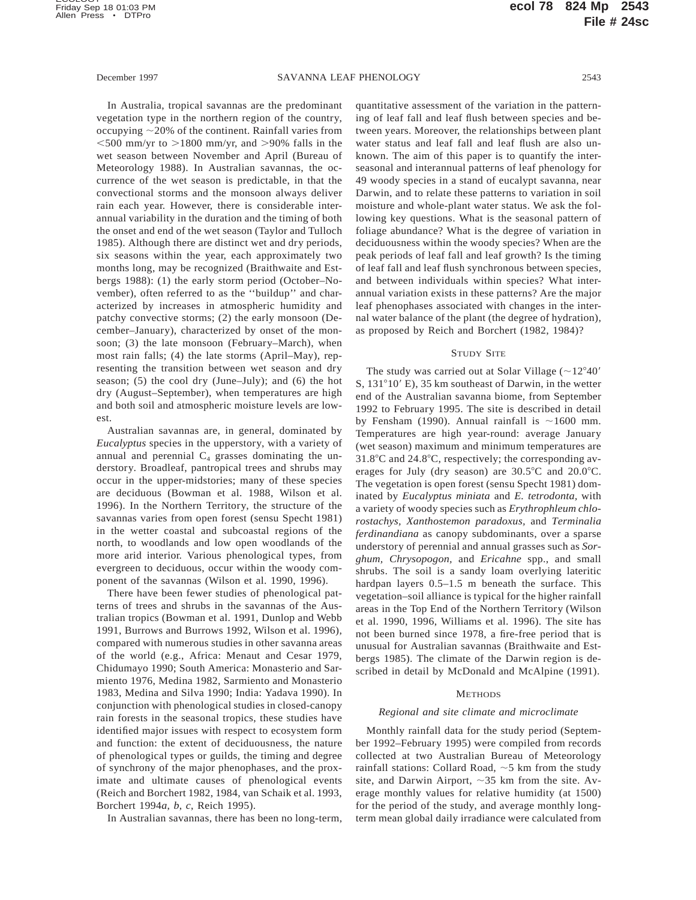In Australia, tropical savannas are the predominant vegetation type in the northern region of the country, occupying ~20% of the continent. Rainfall varies from <500 mm/yr to >1800 mm/yr, and >90% falls in the wet season between November and April (Bureau of Meteorology 1988). In Australian savannas, the occurrence of the wet season is predictable, in that the convectional storms and the monsoon always deliver rain each year. However, there is considerable interannual variability in the duration and the timing of both the onset and end of the wet season (Taylor and Tulloch 1985). Although there are distinct wet and dry periods, six seasons within the year, each approximately two months long, may be recognized (Braithwaite and Estbergs 1988): (1) the early storm period (October–November), often referred to as the ''buildup'' and characterized by increases in atmospheric humidity and patchy convective storms; (2) the early monsoon (December–January), characterized by onset of the monsoon; (3) the late monsoon (February–March), when most rain falls; (4) the late storms (April–May), representing the transition between wet season and dry season; (5) the cool dry (June–July); and (6) the hot dry (August–September), when temperatures are high and both soil and atmospheric moisture levels are lowest.

Australian savannas are, in general, dominated by *Eucalyptus* species in the upperstory, with a variety of annual and perennial $C_4$ grasses dominating the understory. Broadleaf, pantropical trees and shrubs may occur in the upper-midstories; many of these species are deciduous (Bowman et al. 1988, Wilson et al. 1996). In the Northern Territory, the structure of the savannas varies from open forest (sensu Specht 1981) in the wetter coastal and subcoastal regions of the north, to woodlands and low open woodlands of the more arid interior. Various phenological types, from evergreen to deciduous, occur within the woody component of the savannas (Wilson et al. 1990, 1996).

There have been fewer studies of phenological patterns of trees and shrubs in the savannas of the Australian tropics (Bowman et al. 1991, Dunlop and Webb 1991, Burrows and Burrows 1992, Wilson et al. 1996), compared with numerous studies in other savanna areas of the world (e.g., Africa: Menaut and Cesar 1979, Chidumayo 1990; South America: Monasterio and Sarmiento 1976, Medina 1982, Sarmiento and Monasterio 1983, Medina and Silva 1990; India: Yadava 1990). In conjunction with phenological studies in closed-canopy rain forests in the seasonal tropics, these studies have identified major issues with respect to ecosystem form and function: the extent of deciduousness, the nature of phenological types or guilds, the timing and degree of synchrony of the major phenophases, and the proximate and ultimate causes of phenological events (Reich and Borchert 1982, 1984, van Schaik et al. 1993, Borchert 1994*a, b, c,* Reich 1995).

In Australian savannas, there has been no long-term, quantitative assessment of the variation in the patterning of leaf fall and leaf flush between species and between years. Moreover, the relationships between plant water status and leaf fall and leaf flush are also unknown. The aim of this paper is to quantify the interseasonal and interannual patterns of leaf phenology for 49 woody species in a stand of eucalypt savanna, near Darwin, and to relate these patterns to variation in soil moisture and whole-plant water status. We ask the following key questions. What is the seasonal pattern of foliage abundance? What is the degree of variation in deciduousness within the woody species? When are the peak periods of leaf fall and leaf growth? Is the timing of leaf fall and leaf flush synchronous between species, and between individuals within species? What interannual variation exists in these patterns? Are the major leaf phenophases associated with changes in the internal water balance of the plant (the degree of hydration), as proposed by Reich and Borchert (1982, 1984)?

## Study Site

The study was carried out at Solar Village (~12°40′ S, 131°10′ E), 35 km southeast of Darwin, in the wetter end of the Australian savanna biome, from September 1992 to February 1995. The site is described in detail by Fensham (1990). Annual rainfall is ~1600 mm. Temperatures are high year-round: average January (wet season) maximum and minimum temperatures are 31.8°C and 24.8°C, respectively; the corresponding averages for July (dry season) are 30.5°C and 20.0°C. The vegetation is open forest (sensu Specht 1981) dominated by *Eucalyptus miniata* and *E. tetrodonta*, with a variety of woody species such as *Erythrophleum chlorostachys, Xanthostemon paradoxus,* and *Terminalia ferdinandiana* as canopy subdominants, over a sparse understory of perennial and annual grasses such as *Sorghum, Chrysopogon,* and *Ericahne* spp., and small shrubs. The soil is a sandy loam overlying lateritic hardpan layers 0.5–1.5 m beneath the surface. This vegetation–soil alliance is typical for the higher rainfall areas in the Top End of the Northern Territory (Wilson et al. 1990, 1996, Williams et al. 1996). The site has not been burned since 1978, a fire-free period that is unusual for Australian savannas (Braithwaite and Estbergs 1985). The climate of the Darwin region is described in detail by McDonald and McAlpine (1991).

## Methods

### *Regional and site climate and microclimate*

Monthly rainfall data for the study period (September 1992–February 1995) were compiled from records collected at two Australian Bureau of Meteorology rainfall stations: Collard Road, ~5 km from the study site, and Darwin Airport, ~35 km from the site. Average monthly values for relative humidity (at 1500) for the period of the study, and average monthly long-term mean global daily irradiance were calculated from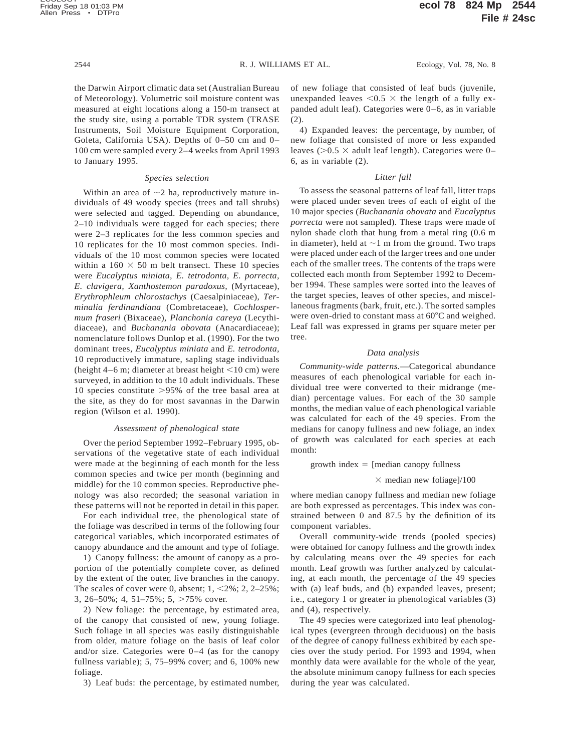the Darwin Airport climatic data set (Australian Bureau of Meteorology). Volumetric soil moisture content was measured at eight locations along a 150-m transect at the study site, using a portable TDR system (TRASE Instruments, Soil Moisture Equipment Corporation, Goleta, California USA). Depths of 0–50 cm and 0–100 cm were sampled every 2–4 weeks from April 1993 to January 1995.

### *Species selection*

Within an area of ~2 ha, reproductively mature individuals of 49 woody species (trees and tall shrubs) were selected and tagged. Depending on abundance, 2–10 individuals were tagged for each species; there were 2–3 replicates for the less common species and 10 replicates for the 10 most common species. Individuals of the 10 most common species were located within a 160 × 50 m belt transect. These 10 species were *Eucalyptus miniata*, *E. tetrodonta*, *E. porrecta*, *E. clavigera*, *Xanthostemon paradoxus*, (Myrtaceae), *Erythrophleum chlorostachys* (Caesalpiniaceae), *Terminalia ferdinandiana* (Combretaceae), *Cochlospermum fraseri* (Bixaceae), *Planchonia careya* (Lecythidiaceae), and *Buchanania obovata* (Anacardiaceae); nomenclature follows Dunlop et al. (1990). For the two dominant trees, *Eucalyptus miniata* and *E. tetrodonta*, 10 reproductively immature, sapling stage individuals (height 4–6 m; diameter at breast height <10 cm) were surveyed, in addition to the 10 adult individuals. These 10 species constitute >95% of the tree basal area at the site, as they do for most savannas in the Darwin region (Wilson et al. 1990).

### *Assessment of phenological state*

Over the period September 1992–February 1995, observations of the vegetative state of each individual were made at the beginning of each month for the less common species and twice per month (beginning and middle) for the 10 common species. Reproductive phenology was also recorded; the seasonal variation in these patterns will not be reported in detail in this paper.

For each individual tree, the phenological state of the foliage was described in terms of the following four categorical variables, which incorporated estimates of canopy abundance and the amount and type of foliage.

1) Canopy fullness: the amount of canopy as a proportion of the potentially complete cover, as defined by the extent of the outer, live branches in the canopy. The scales of cover were 0, absent; 1, <2%; 2, 2–25%; 3, 26–50%; 4, 51–75%; 5, >75% cover.

2) New foliage: the percentage, by estimated area, of the canopy that consisted of new, young foliage. Such foliage in all species was easily distinguishable from older, mature foliage on the basis of leaf color and/or size. Categories were 0–4 (as for the canopy fullness variable); 5, 75–99% cover; and 6, 100% new foliage.

3) Leaf buds: the percentage, by estimated number, of new foliage that consisted of leaf buds (juvenile, unexpanded leaves <0.5 × the length of a fully expanded adult leaf). Categories were 0–6, as in variable (2).

4) Expanded leaves: the percentage, by number, of new foliage that consisted of more or less expanded leaves (>0.5 × adult leaf length). Categories were 0–6, as in variable (2).

### *Litter fall*

To assess the seasonal patterns of leaf fall, litter traps were placed under seven trees of each of eight of the 10 major species (*Buchanania obovata* and *Eucalyptus porrecta* were not sampled). These traps were made of nylon shade cloth that hung from a metal ring (0.6 m in diameter), held at ~1 m from the ground. Two traps were placed under each of the larger trees and one under each of the smaller trees. The contents of the traps were collected each month from September 1992 to December 1994. These samples were sorted into the leaves of the target species, leaves of other species, and miscellaneous fragments (bark, fruit, etc.). The sorted samples were oven-dried to constant mass at 60°C and weighed. Leaf fall was expressed in grams per square meter per tree.

### *Data analysis*

*Community-wide patterns.*—Categorical abundance measures of each phenological variable for each individual tree were converted to their midrange (median) percentage values. For each of the 30 sample months, the median value of each phenological variable was calculated for each of the 49 species. From the medians for canopy fullness and new foliage, an index of growth was calculated for each species at each month:

$$\text{growth index} = [\text{median canopy fullness} \times \text{median new foliage}]/100$$

where median canopy fullness and median new foliage are both expressed as percentages. This index was constrained between 0 and 87.5 by the definition of its component variables.

Overall community-wide trends (pooled species) were obtained for canopy fullness and the growth index by calculating means over the 49 species for each month. Leaf growth was further analyzed by calculating, at each month, the percentage of the 49 species with (a) leaf buds, and (b) expanded leaves, present; i.e., category 1 or greater in phenological variables (3) and (4), respectively.

The 49 species were categorized into leaf phenological types (evergreen through deciduous) on the basis of the degree of canopy fullness exhibited by each species over the study period. For 1993 and 1994, when monthly data were available for the whole of the year, the absolute minimum canopy fullness for each species during the year was calculated.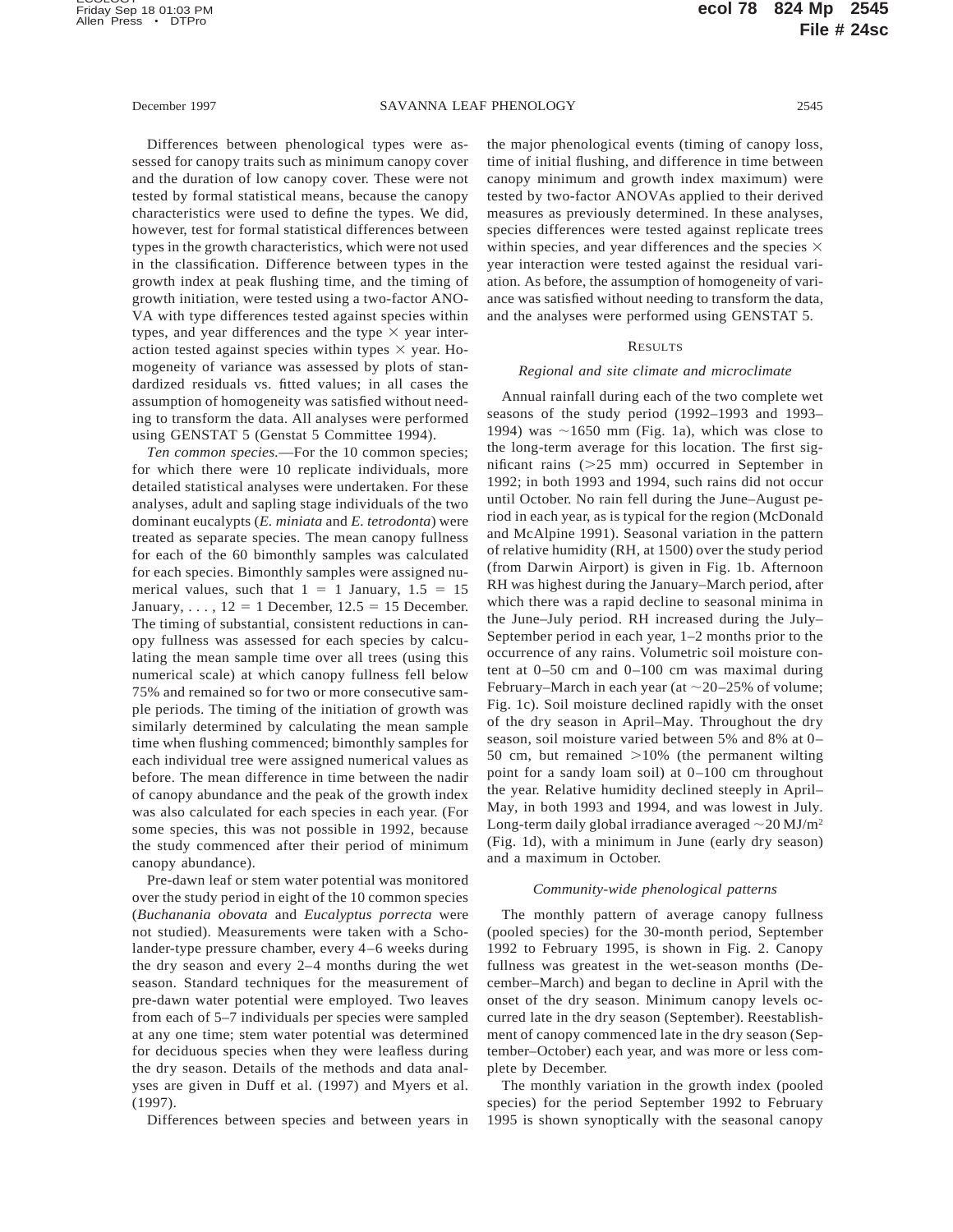Differences between phenological types were assessed for canopy traits such as minimum canopy cover and the duration of low canopy cover. These were not tested by formal statistical means, because the canopy characteristics were used to define the types. We did, however, test for formal statistical differences between types in the growth characteristics, which were not used in the classification. Difference between types in the growth index at peak flushing time, and the timing of growth initiation, were tested using a two-factor ANOVA with type differences tested against species within types, and year differences and the type × year interaction tested against species within types × year. Homogeneity of variance was assessed by plots of standardized residuals vs. fitted values; in all cases the assumption of homogeneity was satisfied without needing to transform the data. All analyses were performed using GENSTAT 5 (Genstat 5 Committee 1994).

*Ten common species.*—For the 10 common species; for which there were 10 replicate individuals, more detailed statistical analyses were undertaken. For these analyses, adult and sapling stage individuals of the two dominant eucalypts (*E. miniata* and *E. tetrodonta*) were treated as separate species. The mean canopy fullness for each of the 60 bimonthly samples was calculated for each species. Bimonthly samples were assigned numerical values, such that 1 = 1 January, 1.5 = 15 January, . . . , 12 = 1 December, 12.5 = 15 December. The timing of substantial, consistent reductions in canopy fullness was assessed for each species by calculating the mean sample time over all trees (using this numerical scale) at which canopy fullness fell below 75% and remained so for two or more consecutive sample periods. The timing of the initiation of growth was similarly determined by calculating the mean sample time when flushing commenced; bimonthly samples for each individual tree were assigned numerical values as before. The mean difference in time between the nadir of canopy abundance and the peak of the growth index was also calculated for each species in each year. (For some species, this was not possible in 1992, because the study commenced after their period of minimum canopy abundance).

Pre-dawn leaf or stem water potential was monitored over the study period in eight of the 10 common species (*Buchanania obovata* and *Eucalyptus porrecta* were not studied). Measurements were taken with a Scholander-type pressure chamber, every 4–6 weeks during the dry season and every 2–4 months during the wet season. Standard techniques for the measurement of pre-dawn water potential were employed. Two leaves from each of 5–7 individuals per species were sampled at any one time; stem water potential was determined for deciduous species when they were leafless during the dry season. Details of the methods and data analyses are given in Duff et al. (1997) and Myers et al. (1997).

Differences between species and between years in the major phenological events (timing of canopy loss, time of initial flushing, and difference in time between canopy minimum and growth index maximum) were tested by two-factor ANOVAs applied to their derived measures as previously determined. In these analyses, species differences were tested against replicate trees within species, and year differences and the species × year interaction were tested against the residual variation. As before, the assumption of homogeneity of variance was satisfied without needing to transform the data, and the analyses were performed using GENSTAT 5.

## Results

### *Regional and site climate and microclimate*

Annual rainfall during each of the two complete wet seasons of the study period (1992–1993 and 1993–1994) was ~1650 mm (Fig. 1a), which was close to the long-term average for this location. The first significant rains (>25 mm) occurred in September in 1992; in both 1993 and 1994, such rains did not occur until October. No rain fell during the June–August period in each year, as is typical for the region (McDonald and McAlpine 1991). Seasonal variation in the pattern of relative humidity (RH, at 1500) over the study period (from Darwin Airport) is given in Fig. 1b. Afternoon RH was highest during the January–March period, after which there was a rapid decline to seasonal minima in the June–July period. RH increased during the July–September period in each year, 1–2 months prior to the occurrence of any rains. Volumetric soil moisture content at 0–50 cm and 0–100 cm was maximal during February–March in each year (at ~20–25% of volume; Fig. 1c). Soil moisture declined rapidly with the onset of the dry season in April–May. Throughout the dry season, soil moisture varied between 5% and 8% at 0–50 cm, but remained >10% (the permanent wilting point for a sandy loam soil) at 0–100 cm throughout the year. Relative humidity declined steeply in April–May, in both 1993 and 1994, and was lowest in July. Long-term daily global irradiance averaged ~20 MJ/m$^2$ (Fig. 1d), with a minimum in June (early dry season) and a maximum in October.

### *Community-wide phenological patterns*

The monthly pattern of average canopy fullness (pooled species) for the 30-month period, September 1992 to February 1995, is shown in Fig. 2. Canopy fullness was greatest in the wet-season months (December–March) and began to decline in April with the onset of the dry season. Minimum canopy levels occurred late in the dry season (September). Reestablishment of canopy commenced late in the dry season (September–October) each year, and was more or less complete by December.

The monthly variation in the growth index (pooled species) for the period September 1992 to February 1995 is shown synoptically with the seasonal canopy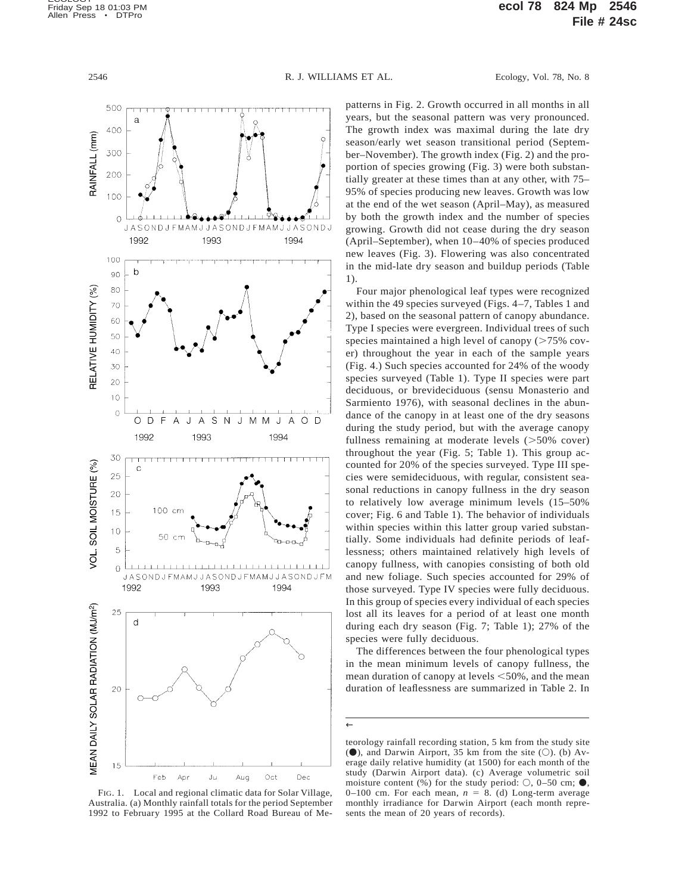patterns in Fig. 2. Growth occurred in all months in all years, but the seasonal pattern was very pronounced. The growth index was maximal during the late dry season/early wet season transitional period (September–November). The growth index (Fig. 2) and the proportion of species growing (Fig. 3) were both substantially greater at these times than at any other, with 75–95% of species producing new leaves. Growth was low at the end of the wet season (April–May), as measured by both the growth index and the number of species growing. Growth did not cease during the dry season (April–September), when 10–40% of species produced new leaves (Fig. 3). Flowering was also concentrated in the mid-late dry season and buildup periods (Table 1).

Four major phenological leaf types were recognized within the 49 species surveyed (Figs. 4–7, Tables 1 and 2), based on the seasonal pattern of canopy abundance. Type I species were evergreen. Individual trees of such species maintained a high level of canopy (>75% cover) throughout the year in each of the sample years (Fig. 4.) Such species accounted for 24% of the woody species surveyed (Table 1). Type II species were part deciduous, or brevideciduous (sensu Monasterio and Sarmiento 1976), with seasonal declines in the abundance of the canopy in at least one of the dry seasons during the study period, but with the average canopy fullness remaining at moderate levels (>50% cover) throughout the year (Fig. 5; Table 1). This group accounted for 20% of the species surveyed. Type III species were semideciduous, with regular, consistent seasonal reductions in canopy fullness in the dry season to relatively low average minimum levels (15–50% cover; Fig. 6 and Table 1). The behavior of individuals within species within this latter group varied substantially. Some individuals had definite periods of leaflessness; others maintained relatively high levels of canopy fullness, with canopies consisting of both old and new foliage. Such species accounted for 29% of those surveyed. Type IV species were fully deciduous. In this group of species every individual of each species lost all its leaves for a period of at least one month during each dry season (Fig. 7; Table 1); 27% of the species were fully deciduous.

The differences between the four phenological types in the mean minimum levels of canopy fullness, the mean duration of canopy at levels <50%, and the mean duration of leaflessness are summarized in Table 2. In

FIG. 1. Local and regional climatic data for Solar Village, Australia. (a) Monthly rainfall totals for the period September 1992 to February 1995 at the Collard Road Bureau of Meteorology rainfall recording station, 5 km from the study site (●), and Darwin Airport, 35 km from the site (○). (b) Average daily relative humidity (at 1500) for each month of the study (Darwin Airport data). (c) Average volumetric soil moisture content (%) for the study period: ○, 0–50 cm; ●, 0–100 cm. For each mean, $n = 8$. (d) Long-term average monthly irradiance for Darwin Airport (each month represents the mean of 20 years of records).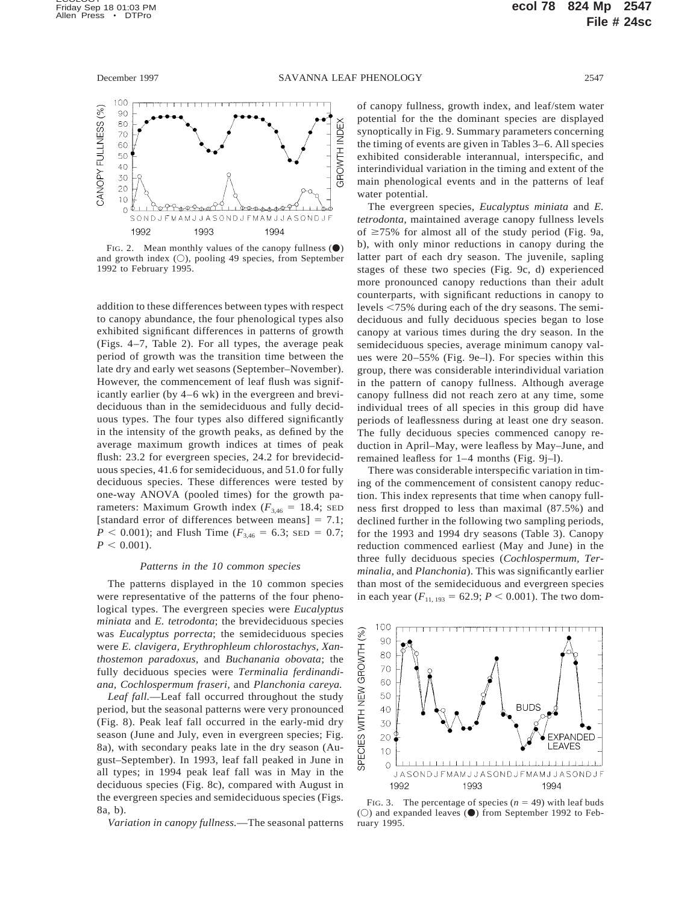FIG. 2. Mean monthly values of the canopy fullness (●) and growth index (○), pooling 49 species, from September 1992 to February 1995.

addition to these differences between types with respect to canopy abundance, the four phenological types also exhibited significant differences in patterns of growth (Figs. 4–7, Table 2). For all types, the average peak period of growth was the transition time between the late dry and early wet seasons (September–November). However, the commencement of leaf flush was significantly earlier (by 4–6 wk) in the evergreen and brevideciduous than in the semideciduous and fully deciduous types. The four types also differed significantly in the intensity of the growth peaks, as defined by the average maximum growth indices at times of peak flush: 23.2 for evergreen species, 24.2 for brevideciduous species, 41.6 for semideciduous, and 51.0 for fully deciduous species. These differences were tested by one-way ANOVA (pooled times) for the growth parameters: Maximum Growth index ($F_{3,46}$ = 18.4; SED [standard error of differences between means] = 7.1; $P < 0.001$); and Flush Time ($F_{3,46}$ = 6.3; SED = 0.7; $P < 0.001$).

### *Patterns in the 10 common species*

The patterns displayed in the 10 common species were representative of the patterns of the four phenological types. The evergreen species were *Eucalyptus miniata* and *E. tetrodonta*; the brevideciduous species was *Eucalyptus porrecta*; the semideciduous species were *E. clavigera, Erythrophleum chlorostachys, Xanthostemon paradoxus,* and *Buchanania obovata*; the fully deciduous species were *Terminalia ferdinandiana, Cochlospermum fraseri,* and *Planchonia careya.*

*Leaf fall.*—Leaf fall occurred throughout the study period, but the seasonal patterns were very pronounced (Fig. 8). Peak leaf fall occurred in the early-mid dry season (June and July, even in evergreen species; Fig. 8a), with secondary peaks late in the dry season (August–September). In 1993, leaf fall peaked in June in all types; in 1994 peak leaf fall was in May in the deciduous species (Fig. 8c), compared with August in the evergreen species and semideciduous species (Figs. 8a, b).

*Variation in canopy fullness.*—The seasonal patterns of canopy fullness, growth index, and leaf/stem water potential for the the dominant species are displayed synoptically in Fig. 9. Summary parameters concerning the timing of events are given in Tables 3–6. All species exhibited considerable interannual, interspecific, and interindividual variation in the timing and extent of the main phenological events and in the patterns of leaf water potential.

The evergreen species, *Eucalyptus miniata* and *E. tetrodonta,* maintained average canopy fullness levels of ≥75% for almost all of the study period (Fig. 9a, b), with only minor reductions in canopy during the latter part of each dry season. The juvenile, sapling stages of these two species (Fig. 9c, d) experienced more pronounced canopy reductions than their adult counterparts, with significant reductions in canopy to levels <75% during each of the dry seasons. The semideciduous and fully deciduous species began to lose canopy at various times during the dry season. In the semideciduous species, average minimum canopy values were 20–55% (Fig. 9e–l). For species within this group, there was considerable interindividual variation in the pattern of canopy fullness. Although average canopy fullness did not reach zero at any time, some individual trees of all species in this group did have periods of leaflessness during at least one dry season. The fully deciduous species commenced canopy reduction in April–May, were leafless by May–June, and remained leafless for 1–4 months (Fig. 9j–l).

There was considerable interspecific variation in timing of the commencement of consistent canopy reduction. This index represents that time when canopy fullness first dropped to less than maximal (87.5%) and declined further in the following two sampling periods, for the 1993 and 1994 dry seasons (Table 3). Canopy reduction commenced earliest (May and June) in the three fully deciduous species (*Cochlospermum, Terminalia,* and *Planchonia*). This was significantly earlier than most of the semideciduous and evergreen species in each year ($F_{11,193}$ = 62.9; $P < 0.001$). The two dom-

FIG. 3. The percentage of species ($n$ = 49) with leaf buds (○) and expanded leaves (●) from September 1992 to February 1995.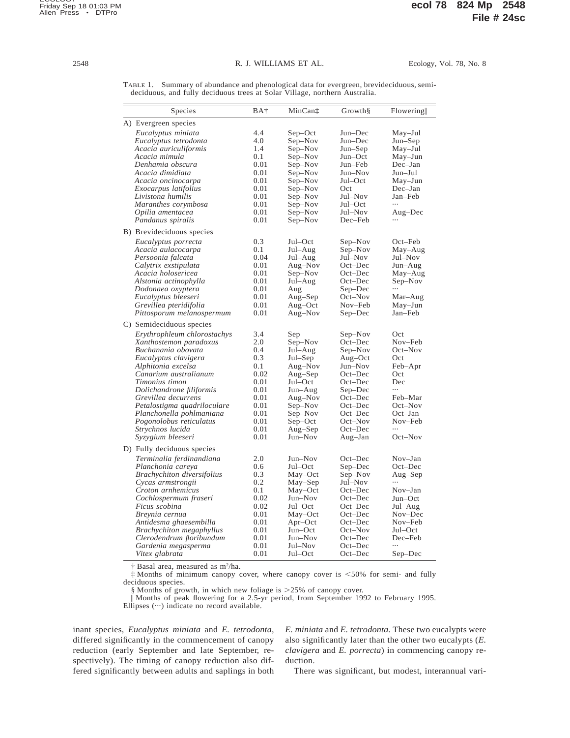TABLE 1. Summary of abundance and phenological data for evergreen, brevideciduous, semideciduous, and fully deciduous trees at Solar Village, northern Australia.

| Species | BA† | MinCan‡ | Growth§ | Flowering‖ |
|---|---|---|---|---|
| A) Evergreen species | | | | |
| *Eucalyptus miniata* | 4.4 | Sep–Oct | Jun–Dec | May–Jul |
| *Eucalyptus tetrodonta* | 4.0 | Sep–Nov | Jun–Dec | Jun–Sep |
| *Acacia auriculiformis* | 1.4 | Sep–Nov | Jun–Sep | May–Jul |
| *Acacia mimula* | 0.1 | Sep–Nov | Jun–Oct | May–Jun |
| *Denhamia obscura* | 0.01 | Sep–Nov | Jun–Feb | Dec–Jan |
| *Acacia dimidiata* | 0.01 | Sep–Nov | Jun–Nov | Jun–Jul |
| *Acacia oncinocarpa* | 0.01 | Sep–Nov | Jul–Oct | May–Jun |
| *Exocarpus latifolius* | 0.01 | Sep–Nov | Oct | Dec–Jan |
| *Livistona humilis* | 0.01 | Sep–Nov | Jul–Nov | Jan–Feb |
| *Maranthes corymbosa* | 0.01 | Sep–Nov | Jul–Oct | ··· |
| *Opilia amentacea* | 0.01 | Sep–Nov | Jul–Nov | Aug–Dec |
| *Pandanus spiralis* | 0.01 | Sep–Nov | Dec–Feb | ··· |
| B) Brevideciduous species | | | | |
| *Eucalyptus porrecta* | 0.3 | Jul–Oct | Sep–Nov | Oct–Feb |
| *Acacia aulacocarpa* | 0.1 | Jul–Aug | Sep–Nov | May–Aug |
| *Persoonia falcata* | 0.04 | Jul–Aug | Jul–Nov | Jul–Nov |
| *Calytrix exstipulata* | 0.01 | Aug–Nov | Oct–Dec | Jun–Aug |
| *Acacia holosericea* | 0.01 | Sep–Nov | Oct–Dec | May–Aug |
| *Alstonia actinophylla* | 0.01 | Jul–Aug | Oct–Dec | Sep–Nov |
| *Dodonaea oxyptera* | 0.01 | Aug | Sep–Dec | ··· |
| *Eucalyptus bleeseri* | 0.01 | Aug–Sep | Oct–Nov | Mar–Aug |
| *Grevillea pteridifolia* | 0.01 | Aug–Oct | Nov–Feb | May–Jun |
| *Pittosporum melanospermum* | 0.01 | Aug–Nov | Sep–Dec | Jan–Feb |
| C) Semideciduous species | | | | |
| *Erythrophleum chlorostachys* | 3.4 | Sep | Sep–Nov | Oct |
| *Xanthostemon paradoxus* | 2.0 | Sep–Nov | Oct–Dec | Nov–Feb |
| *Buchanania obovata* | 0.4 | Jul–Aug | Sep–Nov | Oct–Nov |
| *Eucalyptus clavigera* | 0.3 | Jul–Sep | Aug–Oct | Oct |
| *Alphitonia excelsa* | 0.1 | Aug–Nov | Jun–Nov | Feb–Apr |
| *Canarium australianum* | 0.02 | Aug–Sep | Oct–Dec | Oct |
| *Timonius timon* | 0.01 | Jul–Oct | Oct–Dec | Dec |
| *Dolichandrone filiformis* | 0.01 | Jun–Aug | Sep–Dec | ··· |
| *Grevillea decurrens* | 0.01 | Aug–Nov | Oct–Dec | Feb–Mar |
| *Petalostigma quadriloculare* | 0.01 | Sep–Nov | Oct–Dec | Oct–Nov |
| *Planchonella pohlmaniana* | 0.01 | Sep–Nov | Oct–Dec | Oct–Jan |
| *Pogonolobus reticulatus* | 0.01 | Sep–Oct | Oct–Nov | Nov–Feb |
| *Strychnos lucida* | 0.01 | Aug–Sep | Oct–Dec | ··· |
| *Syzygium bleeseri* | 0.01 | Jun–Nov | Aug–Jan | Oct–Nov |
| D) Fully deciduous species | | | | |
| *Terminalia ferdinandiana* | 2.0 | Jun–Nov | Oct–Dec | Nov–Jan |
| *Planchonia careya* | 0.6 | Jul–Oct | Sep–Dec | Oct–Dec |
| *Brachychiton diversifolius* | 0.3 | May–Oct | Sep–Nov | Aug–Sep |
| *Cycas armstrongii* | 0.2 | May–Sep | Jul–Nov | ··· |
| *Croton arnhemicus* | 0.1 | May–Oct | Oct–Dec | Nov–Jan |
| *Cochlospermum fraseri* | 0.02 | Jun–Nov | Oct–Dec | Jun–Oct |
| *Ficus scobina* | 0.02 | Jul–Oct | Oct–Dec | Jul–Aug |
| *Breynia cernua* | 0.01 | May–Oct | Oct–Dec | Nov–Dec |
| *Antidesma ghaesembilla* | 0.01 | Apr–Oct | Oct–Dec | Nov–Feb |
| *Brachychiton megaphyllus* | 0.01 | Jun–Oct | Oct–Nov | Jul–Oct |
| *Clerodendrum floribundum* | 0.01 | Jun–Nov | Oct–Dec | Dec–Feb |
| *Gardenia megasperma* | 0.01 | Jul–Nov | Oct–Dec | ··· |
| *Vitex glabrata* | 0.01 | Jul–Oct | Oct–Dec | Sep–Dec |

† Basal area, measured as $m^2$/ha.
‡ Months of minimum canopy cover, where canopy cover is <50% for semi- and fully deciduous species.
§ Months of growth, in which new foliage is >25% of canopy cover.
‖ Months of peak flowering for a 2.5-yr period, from September 1992 to February 1995. Ellipses (···) indicate no record available.

inant species, *Eucalyptus miniata* and *E. tetrodonta*, differed significantly in the commencement of canopy reduction (early September and late September, respectively). The timing of canopy reduction also differed significantly between adults and saplings in both *E. miniata* and *E. tetrodonta*. These two eucalypts were also significantly later than the other two eucalypts (*E. clavigera* and *E. porrecta*) in commencing canopy reduction.

There was significant, but modest, interannual vari-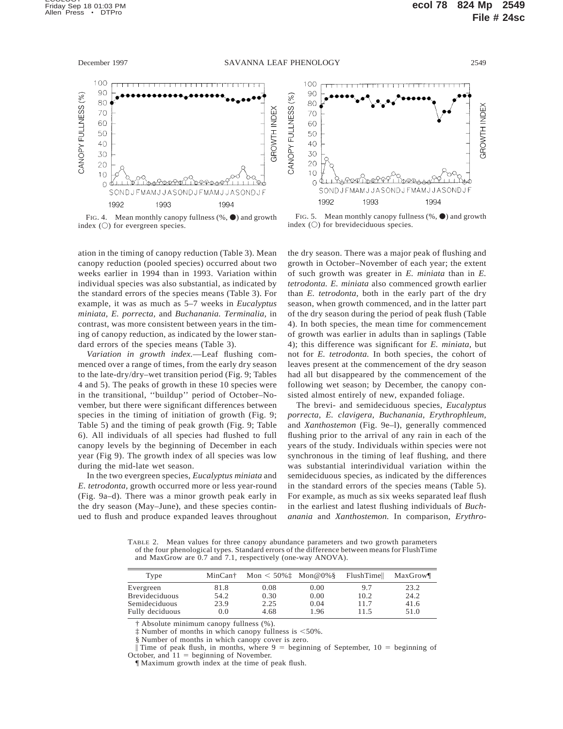FIG. 4. Mean monthly canopy fullness (%, ●) and growth index (○) for evergreen species.

FIG. 5. Mean monthly canopy fullness (%, ●) and growth index (○) for brevideciduous species.

ation in the timing of canopy reduction (Table 3). Mean canopy reduction (pooled species) occurred about two weeks earlier in 1994 than in 1993. Variation within individual species was also substantial, as indicated by the standard errors of the species means (Table 3). For example, it was as much as 5–7 weeks in *Eucalyptus miniata, E. porrecta,* and *Buchanania. Terminalia,* in contrast, was more consistent between years in the timing of canopy reduction, as indicated by the lower standard errors of the species means (Table 3).

*Variation in growth index.*—Leaf flushing commenced over a range of times, from the early dry season to the late-dry/dry–wet transition period (Fig. 9; Tables 4 and 5). The peaks of growth in these 10 species were in the transitional, ''buildup'' period of October–November, but there were significant differences between species in the timing of initiation of growth (Fig. 9; Table 5) and the timing of peak growth (Fig. 9; Table 6). All individuals of all species had flushed to full canopy levels by the beginning of December in each year (Fig 9). The growth index of all species was low during the mid-late wet season.

In the two evergreen species, *Eucalyptus miniata* and *E. tetrodonta,* growth occurred more or less year-round (Fig. 9a–d). There was a minor growth peak early in the dry season (May–June), and these species continued to flush and produce expanded leaves throughout the dry season. There was a major peak of flushing and growth in October–November of each year; the extent of such growth was greater in *E. miniata* than in *E. tetrodonta. E. miniata* also commenced growth earlier than *E. tetrodonta,* both in the early part of the dry season, when growth commenced, and in the latter part of the dry season during the period of peak flush (Table 4). In both species, the mean time for commencement of growth was earlier in adults than in saplings (Table 4); this difference was significant for *E. miniata,* but not for *E. tetrodonta.* In both species, the cohort of leaves present at the commencement of the dry season had all but disappeared by the commencement of the following wet season; by December, the canopy consisted almost entirely of new, expanded foliage.

The brevi- and semideciduous species, *Eucalyptus porrecta, E. clavigera, Buchanania, Erythrophleum,* and *Xanthostemon* (Fig. 9e–l), generally commenced flushing prior to the arrival of any rain in each of the years of the study. Individuals within species were not synchronous in the timing of leaf flushing, and there was substantial interindividual variation within the semideciduous species, as indicated by the differences in the standard errors of the species means (Table 5). For example, as much as six weeks separated leaf flush in the earliest and latest flushing individuals of *Buchanania* and *Xanthostemon.* In comparison, *Erythro-*

TABLE 2. Mean values for three canopy abundance parameters and two growth parameters of the four phenological types. Standard errors of the difference between means for FlushTime and MaxGrow are 0.7 and 7.1, respectively (one-way ANOVA).

| Type | MinCan† | Mon < 50%‡ | Mon@0%§ | FlushTime‖ | MaxGrow¶ |
|---|---|---|---|---|---|
| Evergreen | 81.8 | 0.08 | 0.00 | 9.7 | 23.2 |
| Brevideciduous | 54.2 | 0.30 | 0.00 | 10.2 | 24.2 |
| Semideciduous | 23.9 | 2.25 | 0.04 | 11.7 | 41.6 |
| Fully deciduous | 0.0 | 4.68 | 1.96 | 11.5 | 51.0 |

† Absolute minimum canopy fullness (%).

‡ Number of months in which canopy fullness is <50%.

§ Number of months in which canopy cover is zero.

‖ Time of peak flush, in months, where 9 = beginning of September, 10 = beginning of October, and 11 = beginning of November.

¶ Maximum growth index at the time of peak flush.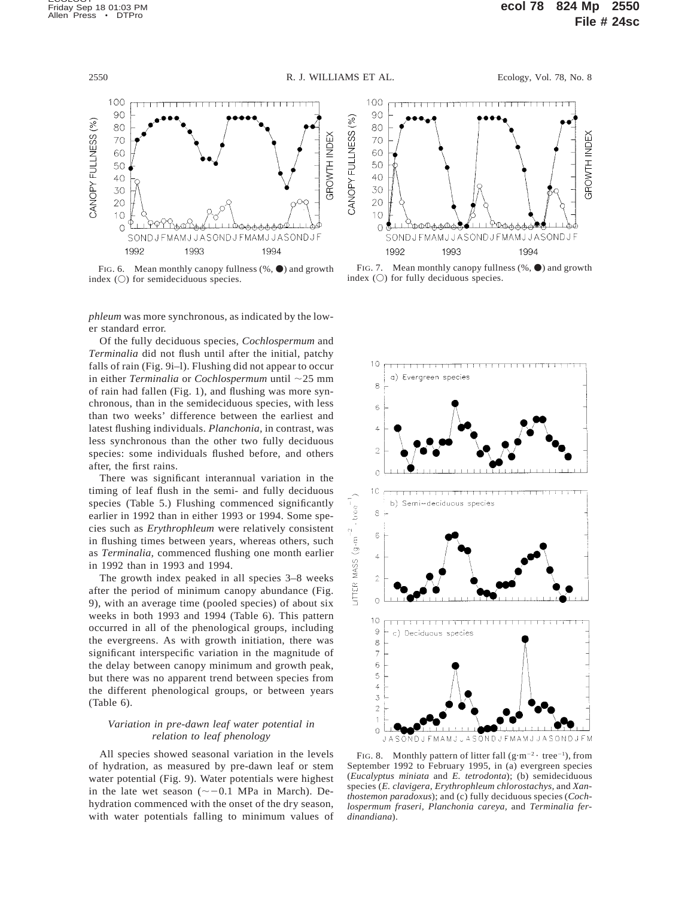FIG. 6. Mean monthly canopy fullness (%, ●) and growth index (○) for semideciduous species.

FIG. 7. Mean monthly canopy fullness (%, ●) and growth index (○) for fully deciduous species.

*phleum* was more synchronous, as indicated by the lower standard error.

Of the fully deciduous species, *Cochlospermum* and *Terminalia* did not flush until after the initial, patchy falls of rain (Fig. 9i–l). Flushing did not appear to occur in either *Terminalia* or *Cochlospermum* until ~25 mm of rain had fallen (Fig. 1), and flushing was more synchronous, than in the semideciduous species, with less than two weeks' difference between the earliest and latest flushing individuals. *Planchonia,* in contrast, was less synchronous than the other two fully deciduous species: some individuals flushed before, and others after, the first rains.

There was significant interannual variation in the timing of leaf flush in the semi- and fully deciduous species (Table 5.) Flushing commenced significantly earlier in 1992 than in either 1993 or 1994. Some species such as *Erythrophleum* were relatively consistent in flushing times between years, whereas others, such as *Terminalia,* commenced flushing one month earlier in 1992 than in 1993 and 1994.

The growth index peaked in all species 3–8 weeks after the period of minimum canopy abundance (Fig. 9), with an average time (pooled species) of about six weeks in both 1993 and 1994 (Table 6). This pattern occurred in all of the phenological groups, including the evergreens. As with growth initiation, there was significant interspecific variation in the magnitude of the delay between canopy minimum and growth peak, but there was no apparent trend between species from the different phenological groups, or between years (Table 6).

### *Variation in pre-dawn leaf water potential in relation to leaf phenology*

All species showed seasonal variation in the levels of hydration, as measured by pre-dawn leaf or stem water potential (Fig. 9). Water potentials were highest in the late wet season (~−0.1 MPa in March). Dehydration commenced with the onset of the dry season, with water potentials falling to minimum values of

FIG. 8. Monthly pattern of litter fall ($g \cdot m^{-2} \cdot tree^{-1}$), from September 1992 to February 1995, in (a) evergreen species (*Eucalyptus miniata* and *E. tetrodonta*); (b) semideciduous species (*E. clavigera, Erythrophleum chlorostachys,* and *Xanthostemon paradoxus*); and (c) fully deciduous species (*Cochlospermum fraseri, Planchonia careya,* and *Terminalia ferdinandiana*).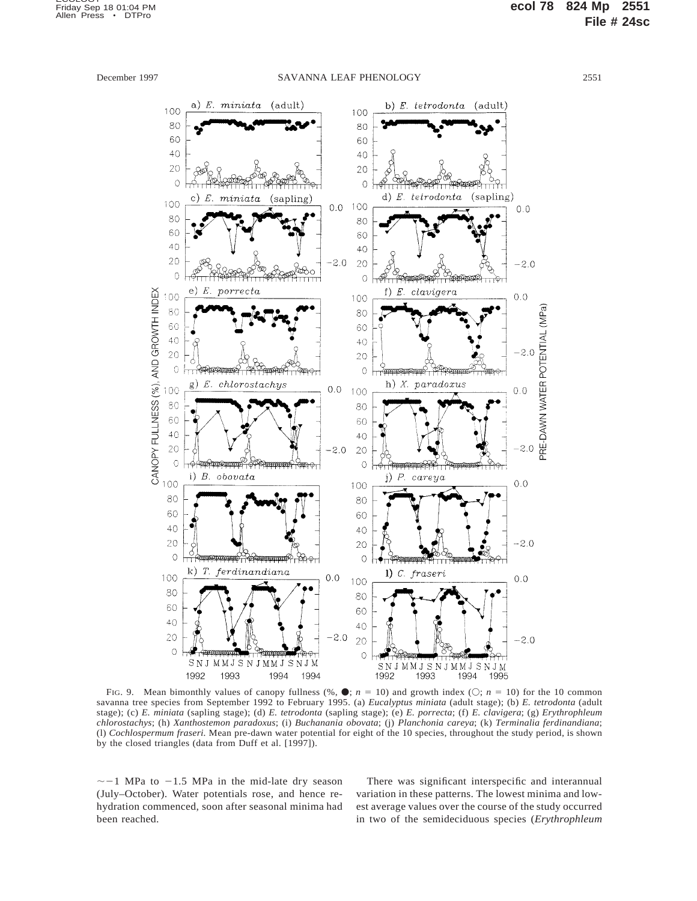FIG. 9. Mean bimonthly values of canopy fullness (%, ●; $n = 10$) and growth index (○; $n = 10$) for the 10 common savanna tree species from September 1992 to February 1995. (a) *Eucalyptus miniata* (adult stage); (b) *E. tetrodonta* (adult stage); (c) *E. miniata* (sapling stage); (d) *E. tetrodonta* (sapling stage); (e) *E. porrecta*; (f) *E. clavigera*; (g) *Erythrophleum chlorostachys*; (h) *Xanthostemon paradoxus*; (i) *Buchanania obovata*; (j) *Planchonia careya*; (k) *Terminalia ferdinandiana*; (l) *Cochlospermum fraseri*. Mean pre-dawn water potential for eight of the 10 species, throughout the study period, is shown by the closed triangles (data from Duff et al. [1997]).

~−1 MPa to −1.5 MPa in the mid-late dry season (July–October). Water potentials rose, and hence rehydration commenced, soon after seasonal minima had been reached.

There was significant interspecific and interannual variation in these patterns. The lowest minima and lowest average values over the course of the study occurred in two of the semideciduous species (*Erythrophleum*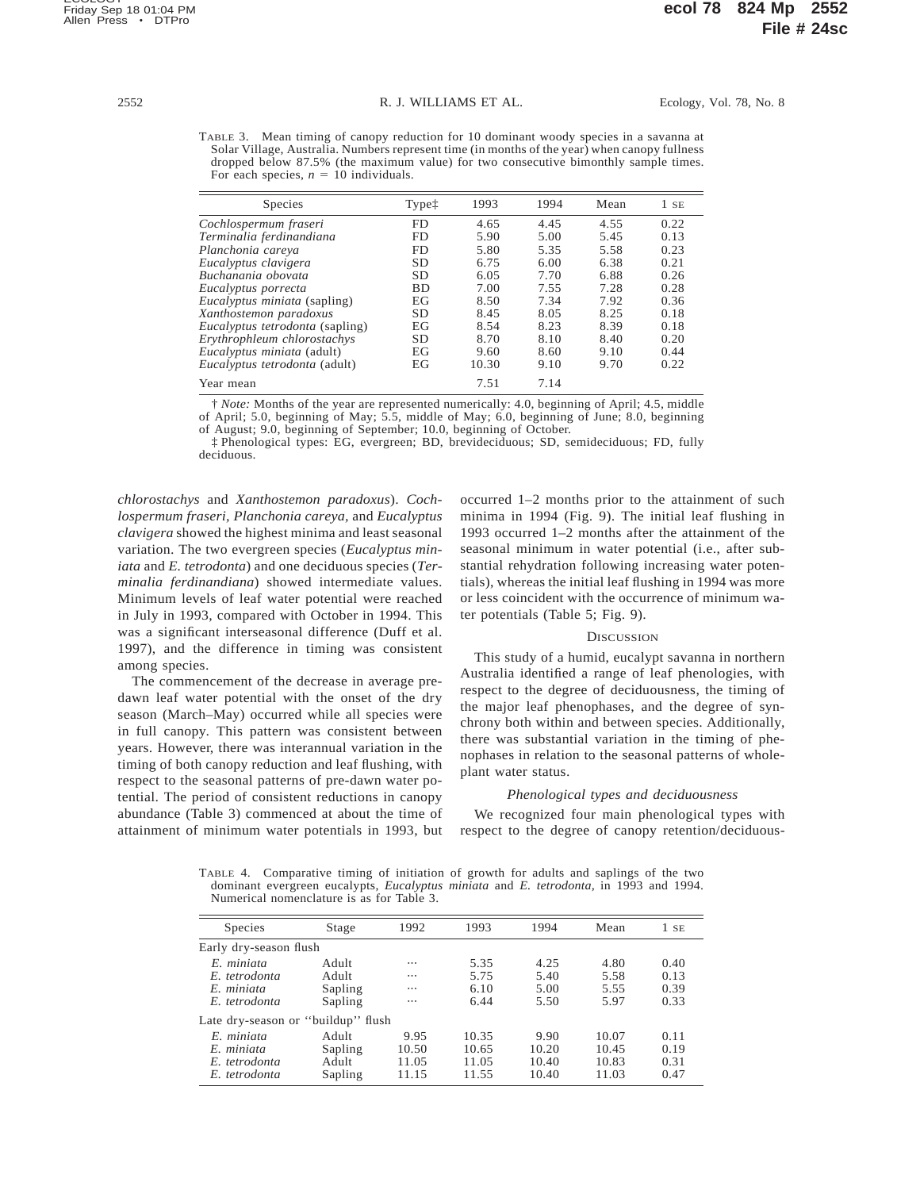TABLE 3. Mean timing of canopy reduction for 10 dominant woody species in a savanna at Solar Village, Australia. Numbers represent time (in months of the year) when canopy fullness dropped below 87.5% (the maximum value) for two consecutive bimonthly sample times. For each species, $n = 10$ individuals.

| Species | Type‡ | 1993 | 1994 | Mean | 1 SE |
|---|---|---|---|---|---|
| *Cochlospermum fraseri* | FD | 4.65 | 4.45 | 4.55 | 0.22 |
| *Terminalia ferdinandiana* | FD | 5.90 | 5.00 | 5.45 | 0.13 |
| *Planchonia careya* | FD | 5.80 | 5.35 | 5.58 | 0.23 |
| *Eucalyptus clavigera* | SD | 6.75 | 6.00 | 6.38 | 0.21 |
| *Buchanania obovata* | SD | 6.05 | 7.70 | 6.88 | 0.26 |
| *Eucalyptus porrecta* | BD | 7.00 | 7.55 | 7.28 | 0.28 |
| *Eucalyptus miniata* (sapling) | EG | 8.50 | 7.34 | 7.92 | 0.36 |
| *Xanthostemon paradoxus* | SD | 8.45 | 8.05 | 8.25 | 0.18 |
| *Eucalyptus tetrodonta* (sapling) | EG | 8.54 | 8.23 | 8.39 | 0.18 |
| *Erythrophleum chlorostachys* | SD | 8.70 | 8.10 | 8.40 | 0.20 |
| *Eucalyptus miniata* (adult) | EG | 9.60 | 8.60 | 9.10 | 0.44 |
| *Eucalyptus tetrodonta* (adult) | EG | 10.30 | 9.10 | 9.70 | 0.22 |
| Year mean | | 7.51 | 7.14 | | |

† *Note:* Months of the year are represented numerically: 4.0, beginning of April; 4.5, middle of April; 5.0, beginning of May; 5.5, middle of May; 6.0, beginning of June; 8.0, beginning of August; 9.0, beginning of September; 10.0, beginning of October.

‡ Phenological types: EG, evergreen; BD, brevideciduous; SD, semideciduous; FD, fully deciduous.

*chlorostachys* and *Xanthostemon paradoxus*). *Cochlospermum fraseri, Planchonia careya*, and *Eucalyptus clavigera* showed the highest minima and least seasonal variation. The two evergreen species (*Eucalyptus miniata* and *E. tetrodonta*) and one deciduous species (*Terminalia ferdinandiana*) showed intermediate values. Minimum levels of leaf water potential were reached in July in 1993, compared with October in 1994. This was a significant interseasonal difference (Duff et al. 1997), and the difference in timing was consistent among species.

The commencement of the decrease in average predawn leaf water potential with the onset of the dry season (March–May) occurred while all species were in full canopy. This pattern was consistent between years. However, there was interannual variation in the timing of both canopy reduction and leaf flushing, with respect to the seasonal patterns of pre-dawn water potential. The period of consistent reductions in canopy abundance (Table 3) commenced at about the time of attainment of minimum water potentials in 1993, but occurred 1–2 months prior to the attainment of such minima in 1994 (Fig. 9). The initial leaf flushing in 1993 occurred 1–2 months after the attainment of the seasonal minimum in water potential (i.e., after substantial rehydration following increasing water potentials), whereas the initial leaf flushing in 1994 was more or less coincident with the occurrence of minimum water potentials (Table 5; Fig. 9).

## DISCUSSION

This study of a humid, eucalypt savanna in northern Australia identified a range of leaf phenologies, with respect to the degree of deciduousness, the timing of the major leaf phenophases, and the degree of synchrony both within and between species. Additionally, there was substantial variation in the timing of phenophases in relation to the seasonal patterns of whole-plant water status.

### *Phenological types and deciduousness*

We recognized four main phenological types with respect to the degree of canopy retention/deciduous-

TABLE 4. Comparative timing of initiation of growth for adults and saplings of the two dominant evergreen eucalypts, *Eucalyptus miniata* and *E. tetrodonta*, in 1993 and 1994. Numerical nomenclature is as for Table 3.

| Species | Stage | 1992 | 1993 | 1994 | Mean | 1 SE |
|---|---|---|---|---|---|---|
| Early dry-season flush | | | | | | |
| *E. miniata* | Adult | ··· | 5.35 | 4.25 | 4.80 | 0.40 |
| *E. tetrodonta* | Adult | ··· | 5.75 | 5.40 | 5.58 | 0.13 |
| *E. miniata* | Sapling | ··· | 6.10 | 5.00 | 5.55 | 0.39 |
| *E. tetrodonta* | Sapling | ··· | 6.44 | 5.50 | 5.97 | 0.33 |
| Late dry-season or "buildup" flush | | | | | | |
| *E. miniata* | Adult | 9.95 | 10.35 | 9.90 | 10.07 | 0.11 |
| *E. miniata* | Sapling | 10.50 | 10.65 | 10.20 | 10.45 | 0.19 |
| *E. tetrodonta* | Adult | 11.05 | 11.05 | 10.40 | 10.83 | 0.31 |
| *E. tetrodonta* | Sapling | 11.15 | 11.55 | 10.40 | 11.03 | 0.47 |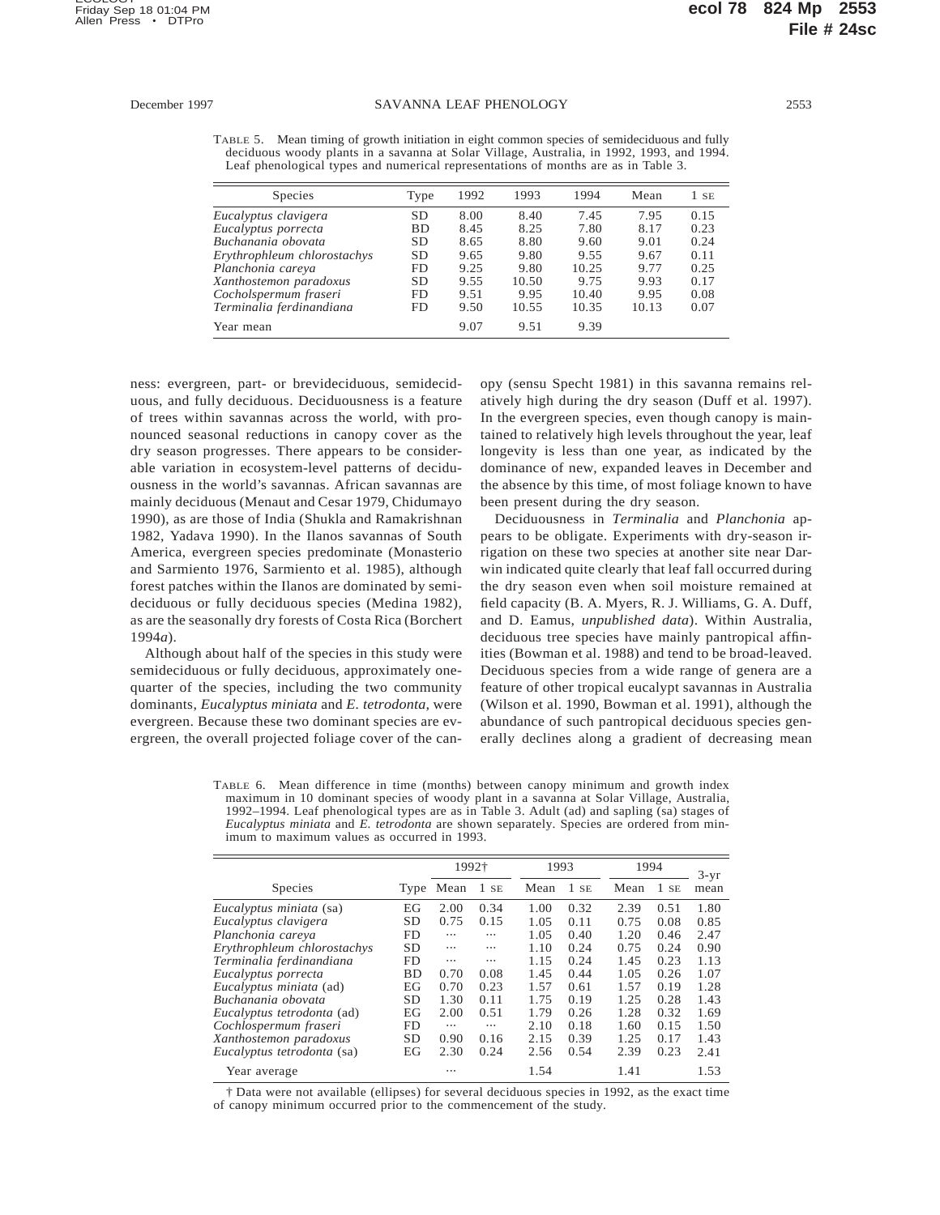TABLE 5. Mean timing of growth initiation in eight common species of semideciduous and fully deciduous woody plants in a savanna at Solar Village, Australia, in 1992, 1993, and 1994. Leaf phenological types and numerical representations of months are as in Table 3.

| Species | Type | 1992 | 1993 | 1994 | Mean | 1 SE |
|---|---|---|---|---|---|---|
| *Eucalyptus clavigera* | SD | 8.00 | 8.40 | 7.45 | 7.95 | 0.15 |
| *Eucalyptus porrecta* | BD | 8.45 | 8.25 | 7.80 | 8.17 | 0.23 |
| *Buchanania obovata* | SD | 8.65 | 8.80 | 9.60 | 9.01 | 0.24 |
| *Erythrophleum chlorostachys* | SD | 9.65 | 9.80 | 9.55 | 9.67 | 0.11 |
| *Planchonia careya* | FD | 9.25 | 9.80 | 10.25 | 9.77 | 0.25 |
| *Xanthostemon paradoxus* | SD | 9.55 | 10.50 | 9.75 | 9.93 | 0.17 |
| *Cocholspermum fraseri* | FD | 9.51 | 9.95 | 10.40 | 9.95 | 0.08 |
| *Terminalia ferdinandiana* | FD | 9.50 | 10.55 | 10.35 | 10.13 | 0.07 |
| Year mean | | 9.07 | 9.51 | 9.39 | | |

ness: evergreen, part- or brevideciduous, semideciduous, and fully deciduous. Deciduousness is a feature of trees within savannas across the world, with pronounced seasonal reductions in canopy cover as the dry season progresses. There appears to be considerable variation in ecosystem-level patterns of deciduousness in the world's savannas. African savannas are mainly deciduous (Menaut and Cesar 1979, Chidumayo 1990), as are those of India (Shukla and Ramakrishnan 1982, Yadava 1990). In the Ilanos savannas of South America, evergreen species predominate (Monasterio and Sarmiento 1976, Sarmiento et al. 1985), although forest patches within the Ilanos are dominated by semideciduous or fully deciduous species (Medina 1982), as are the seasonally dry forests of Costa Rica (Borchert 1994*a*).

Although about half of the species in this study were semideciduous or fully deciduous, approximately one-quarter of the species, including the two community dominants, *Eucalyptus miniata* and *E. tetrodonta,* were evergreen. Because these two dominant species are evergreen, the overall projected foliage cover of the canopy (sensu Specht 1981) in this savanna remains relatively high during the dry season (Duff et al. 1997). In the evergreen species, even though canopy is maintained to relatively high levels throughout the year, leaf longevity is less than one year, as indicated by the dominance of new, expanded leaves in December and the absence by this time, of most foliage known to have been present during the dry season.

Deciduousness in *Terminalia* and *Planchonia* appears to be obligate. Experiments with dry-season irrigation on these two species at another site near Darwin indicated quite clearly that leaf fall occurred during the dry season even when soil moisture remained at field capacity (B. A. Myers, R. J. Williams, G. A. Duff, and D. Eamus, *unpublished data*). Within Australia, deciduous tree species have mainly pantropical affinities (Bowman et al. 1988) and tend to be broad-leaved. Deciduous species from a wide range of genera are a feature of other tropical eucalypt savannas in Australia (Wilson et al. 1990, Bowman et al. 1991), although the abundance of such pantropical deciduous species generally declines along a gradient of decreasing mean

TABLE 6. Mean difference in time (months) between canopy minimum and growth index maximum in 10 dominant species of woody plant in a savanna at Solar Village, Australia, 1992–1994. Leaf phenological types are as in Table 3. Adult (ad) and sapling (sa) stages of *Eucalyptus miniata* and *E. tetrodonta* are shown separately. Species are ordered from minimum to maximum values as occurred in 1993.

| Species | Type | 1992† | | 1993 | | 1994 | | 3-yr |
|---|---|---|---|---|---|---|---|---|
| | | Mean | 1 SE | Mean | 1 SE | Mean | 1 SE | mean |
| *Eucalyptus miniata* (sa) | EG | 2.00 | 0.34 | 1.00 | 0.32 | 2.39 | 0.51 | 1.80 |
| *Eucalyptus clavigera* | SD | 0.75 | 0.15 | 1.05 | 0.11 | 0.75 | 0.08 | 0.85 |
| *Planchonia careya* | FD | ··· | ··· | 1.05 | 0.40 | 1.20 | 0.46 | 2.47 |
| *Erythrophleum chlorostachys* | SD | ··· | ··· | 1.10 | 0.24 | 0.75 | 0.24 | 0.90 |
| *Terminalia ferdinandiana* | FD | ··· | ··· | 1.15 | 0.24 | 1.45 | 0.23 | 1.13 |
| *Eucalyptus porrecta* | BD | 0.70 | 0.08 | 1.45 | 0.44 | 1.05 | 0.26 | 1.07 |
| *Eucalyptus miniata* (ad) | EG | 0.70 | 0.23 | 1.57 | 0.61 | 1.57 | 0.19 | 1.28 |
| *Buchanania obovata* | SD | 1.30 | 0.11 | 1.75 | 0.19 | 1.25 | 0.28 | 1.43 |
| *Eucalyptus tetrodonta* (ad) | EG | 2.00 | 0.51 | 1.79 | 0.26 | 1.28 | 0.32 | 1.69 |
| *Cochlospermum fraseri* | FD | ··· | ··· | 2.10 | 0.18 | 1.60 | 0.15 | 1.50 |
| *Xanthostemon paradoxus* | SD | 0.90 | 0.16 | 2.15 | 0.39 | 1.25 | 0.17 | 1.43 |
| *Eucalyptus tetrodonta* (sa) | EG | 2.30 | 0.24 | 2.56 | 0.54 | 2.39 | 0.23 | 2.41 |
| Year average | | ··· | | 1.54 | | 1.41 | | 1.53 |

† Data were not available (ellipses) for several deciduous species in 1992, as the exact time of canopy minimum occurred prior to the commencement of the study.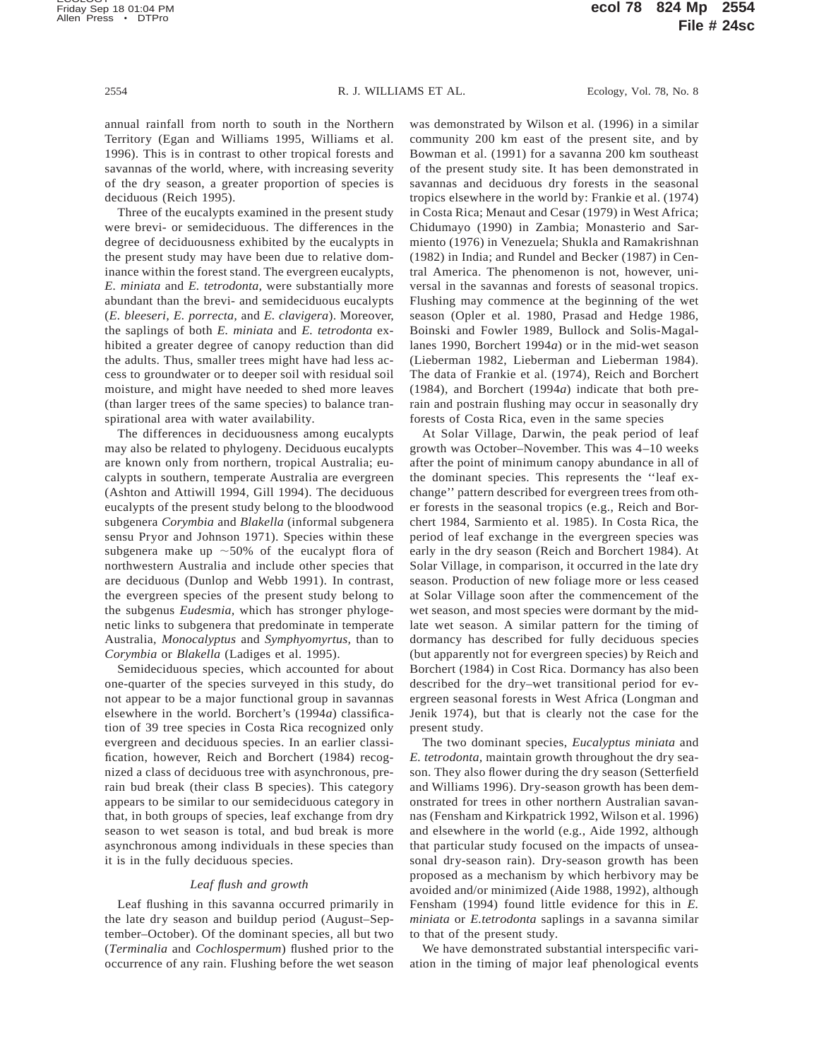annual rainfall from north to south in the Northern Territory (Egan and Williams 1995, Williams et al. 1996). This is in contrast to other tropical forests and savannas of the world, where, with increasing severity of the dry season, a greater proportion of species is deciduous (Reich 1995).

Three of the eucalypts examined in the present study were brevi- or semideciduous. The differences in the degree of deciduousness exhibited by the eucalypts in the present study may have been due to relative dominance within the forest stand. The evergreen eucalypts, *E. miniata* and *E. tetrodonta*, were substantially more abundant than the brevi- and semideciduous eucalypts (*E. bleeseri*, *E. porrecta*, and *E. clavigera*). Moreover, the saplings of both *E. miniata* and *E. tetrodonta* exhibited a greater degree of canopy reduction than did the adults. Thus, smaller trees might have had less access to groundwater or to deeper soil with residual soil moisture, and might have needed to shed more leaves (than larger trees of the same species) to balance transpirational area with water availability.

The differences in deciduousness among eucalypts may also be related to phylogeny. Deciduous eucalypts are known only from northern, tropical Australia; eucalypts in southern, temperate Australia are evergreen (Ashton and Attiwill 1994, Gill 1994). The deciduous eucalypts of the present study belong to the bloodwood subgenera *Corymbia* and *Blakella* (informal subgenera sensu Pryor and Johnson 1971). Species within these subgenera make up ~50% of the eucalypt flora of northwestern Australia and include other species that are deciduous (Dunlop and Webb 1991). In contrast, the evergreen species of the present study belong to the subgenus *Eudesmia*, which has stronger phylogenetic links to subgenera that predominate in temperate Australia, *Monocalyptus* and *Symphyomyrtus*, than to *Corymbia* or *Blakella* (Ladiges et al. 1995).

Semideciduous species, which accounted for about one-quarter of the species surveyed in this study, do not appear to be a major functional group in savannas elsewhere in the world. Borchert's (1994*a*) classification of 39 tree species in Costa Rica recognized only evergreen and deciduous species. In an earlier classification, however, Reich and Borchert (1984) recognized a class of deciduous tree with asynchronous, prerain bud break (their class B species). This category appears to be similar to our semideciduous category in that, in both groups of species, leaf exchange from dry season to wet season is total, and bud break is more asynchronous among individuals in these species than it is in the fully deciduous species.

### *Leaf flush and growth*

Leaf flushing in this savanna occurred primarily in the late dry season and buildup period (August–September–October). Of the dominant species, all but two (*Terminalia* and *Cochlospermum*) flushed prior to the occurrence of any rain. Flushing before the wet season was demonstrated by Wilson et al. (1996) in a similar community 200 km east of the present site, and by Bowman et al. (1991) for a savanna 200 km southeast of the present study site. It has been demonstrated in savannas and deciduous dry forests in the seasonal tropics elsewhere in the world by: Frankie et al. (1974) in Costa Rica; Menaut and Cesar (1979) in West Africa; Chidumayo (1990) in Zambia; Monasterio and Sarmiento (1976) in Venezuela; Shukla and Ramakrishnan (1982) in India; and Rundel and Becker (1987) in Central America. The phenomenon is not, however, universal in the savannas and forests of seasonal tropics. Flushing may commence at the beginning of the wet season (Opler et al. 1980, Prasad and Hedge 1986, Boinski and Fowler 1989, Bullock and Solis-Magallanes 1990, Borchert 1994*a*) or in the mid-wet season (Lieberman 1982, Lieberman and Lieberman 1984). The data of Frankie et al. (1974), Reich and Borchert (1984), and Borchert (1994*a*) indicate that both prerain and postrain flushing may occur in seasonally dry forests of Costa Rica, even in the same species

At Solar Village, Darwin, the peak period of leaf growth was October–November. This was 4–10 weeks after the point of minimum canopy abundance in all of the dominant species. This represents the ''leaf exchange'' pattern described for evergreen trees from other forests in the seasonal tropics (e.g., Reich and Borchert 1984, Sarmiento et al. 1985). In Costa Rica, the period of leaf exchange in the evergreen species was early in the dry season (Reich and Borchert 1984). At Solar Village, in comparison, it occurred in the late dry season. Production of new foliage more or less ceased at Solar Village soon after the commencement of the wet season, and most species were dormant by the mid-late wet season. A similar pattern for the timing of dormancy has described for fully deciduous species (but apparently not for evergreen species) by Reich and Borchert (1984) in Cost Rica. Dormancy has also been described for the dry–wet transitional period for evergreen seasonal forests in West Africa (Longman and Jenik 1974), but that is clearly not the case for the present study.

The two dominant species, *Eucalyptus miniata* and *E. tetrodonta*, maintain growth throughout the dry season. They also flower during the dry season (Setterfield and Williams 1996). Dry-season growth has been demonstrated for trees in other northern Australian savannas (Fensham and Kirkpatrick 1992, Wilson et al. 1996) and elsewhere in the world (e.g., Aide 1992, although that particular study focused on the impacts of unseasonal dry-season rain). Dry-season growth has been proposed as a mechanism by which herbivory may be avoided and/or minimized (Aide 1988, 1992), although Fensham (1994) found little evidence for this in *E. miniata* or *E.tetrodonta* saplings in a savanna similar to that of the present study.

We have demonstrated substantial interspecific variation in the timing of major leaf phenological events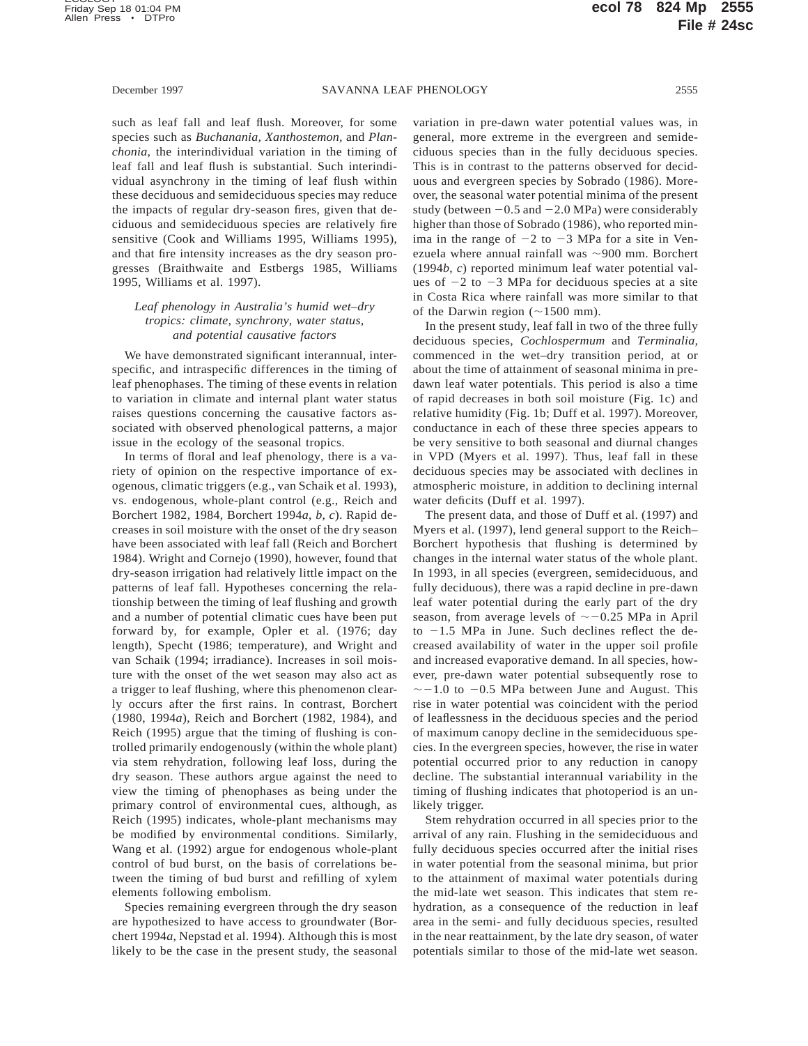such as leaf fall and leaf flush. Moreover, for some species such as *Buchanania, Xanthostemon,* and *Planchonia,* the interindividual variation in the timing of leaf fall and leaf flush is substantial. Such interindividual asynchrony in the timing of leaf flush within these deciduous and semideciduous species may reduce the impacts of regular dry-season fires, given that deciduous and semideciduous species are relatively fire sensitive (Cook and Williams 1995, Williams 1995), and that fire intensity increases as the dry season progresses (Braithwaite and Estbergs 1985, Williams 1995, Williams et al. 1997).

### *Leaf phenology in Australia's humid wet–dry tropics: climate, synchrony, water status, and potential causative factors*

We have demonstrated significant interannual, interspecific, and intraspecific differences in the timing of leaf phenophases. The timing of these events in relation to variation in climate and internal plant water status raises questions concerning the causative factors associated with observed phenological patterns, a major issue in the ecology of the seasonal tropics.

In terms of floral and leaf phenology, there is a variety of opinion on the respective importance of exogenous, climatic triggers (e.g., van Schaik et al. 1993), vs. endogenous, whole-plant control (e.g., Reich and Borchert 1982, 1984, Borchert 1994*a*, *b*, *c*). Rapid decreases in soil moisture with the onset of the dry season have been associated with leaf fall (Reich and Borchert 1984). Wright and Cornejo (1990), however, found that dry-season irrigation had relatively little impact on the patterns of leaf fall. Hypotheses concerning the relationship between the timing of leaf flushing and growth and a number of potential climatic cues have been put forward by, for example, Opler et al. (1976; day length), Specht (1986; temperature), and Wright and van Schaik (1994; irradiance). Increases in soil moisture with the onset of the wet season may also act as a trigger to leaf flushing, where this phenomenon clearly occurs after the first rains. In contrast, Borchert (1980, 1994*a*), Reich and Borchert (1982, 1984), and Reich (1995) argue that the timing of flushing is controlled primarily endogenously (within the whole plant) via stem rehydration, following leaf loss, during the dry season. These authors argue against the need to view the timing of phenophases as being under the primary control of environmental cues, although, as Reich (1995) indicates, whole-plant mechanisms may be modified by environmental conditions. Similarly, Wang et al. (1992) argue for endogenous whole-plant control of bud burst, on the basis of correlations between the timing of bud burst and refilling of xylem elements following embolism.

Species remaining evergreen through the dry season are hypothesized to have access to groundwater (Borchert 1994*a,* Nepstad et al. 1994). Although this is most likely to be the case in the present study, the seasonal variation in pre-dawn water potential values was, in general, more extreme in the evergreen and semideciduous species than in the fully deciduous species. This is in contrast to the patterns observed for deciduous and evergreen species by Sobrado (1986). Moreover, the seasonal water potential minima of the present study (between −0.5 and −2.0 MPa) were considerably higher than those of Sobrado (1986), who reported minima in the range of −2 to −3 MPa for a site in Venezuela where annual rainfall was ∼900 mm. Borchert (1994*b*, *c*) reported minimum leaf water potential values of −2 to −3 MPa for deciduous species at a site in Costa Rica where rainfall was more similar to that of the Darwin region (∼1500 mm).

In the present study, leaf fall in two of the three fully deciduous species, *Cochlospermum* and *Terminalia,* commenced in the wet–dry transition period, at or about the time of attainment of seasonal minima in pre-dawn leaf water potentials. This period is also a time of rapid decreases in both soil moisture (Fig. 1c) and relative humidity (Fig. 1b; Duff et al. 1997). Moreover, conductance in each of these three species appears to be very sensitive to both seasonal and diurnal changes in VPD (Myers et al. 1997). Thus, leaf fall in these deciduous species may be associated with declines in atmospheric moisture, in addition to declining internal water deficits (Duff et al. 1997).

The present data, and those of Duff et al. (1997) and Myers et al. (1997), lend general support to the Reich–Borchert hypothesis that flushing is determined by changes in the internal water status of the whole plant. In 1993, in all species (evergreen, semideciduous, and fully deciduous), there was a rapid decline in pre-dawn leaf water potential during the early part of the dry season, from average levels of ∼−0.25 MPa in April to −1.5 MPa in June. Such declines reflect the decreased availability of water in the upper soil profile and increased evaporative demand. In all species, however, pre-dawn water potential subsequently rose to ∼−1.0 to −0.5 MPa between June and August. This rise in water potential was coincident with the period of leaflessness in the deciduous species and the period of maximum canopy decline in the semideciduous species. In the evergreen species, however, the rise in water potential occurred prior to any reduction in canopy decline. The substantial interannual variability in the timing of flushing indicates that photoperiod is an unlikely trigger.

Stem rehydration occurred in all species prior to the arrival of any rain. Flushing in the semideciduous and fully deciduous species occurred after the initial rises in water potential from the seasonal minima, but prior to the attainment of maximal water potentials during the mid-late wet season. This indicates that stem rehydration, as a consequence of the reduction in leaf area in the semi- and fully deciduous species, resulted in the near reattainment, by the late dry season, of water potentials similar to those of the mid-late wet season.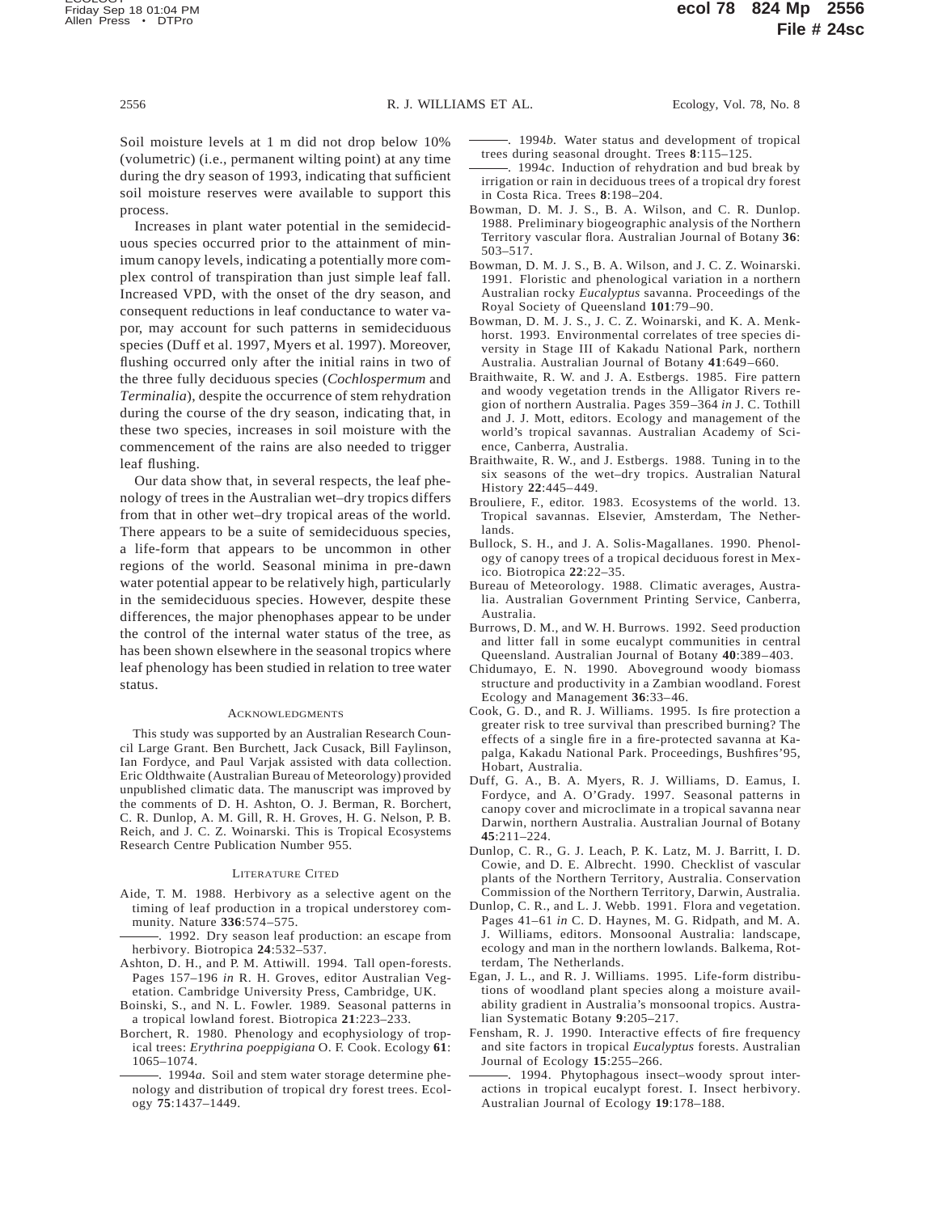Soil moisture levels at 1 m did not drop below 10% (volumetric) (i.e., permanent wilting point) at any time during the dry season of 1993, indicating that sufficient soil moisture reserves were available to support this process.

Increases in plant water potential in the semideciduous species occurred prior to the attainment of minimum canopy levels, indicating a potentially more complex control of transpiration than just simple leaf fall. Increased VPD, with the onset of the dry season, and consequent reductions in leaf conductance to water vapor, may account for such patterns in semideciduous species (Duff et al. 1997, Myers et al. 1997). Moreover, flushing occurred only after the initial rains in two of the three fully deciduous species (*Cochlospermum* and *Terminalia*), despite the occurrence of stem rehydration during the course of the dry season, indicating that, in these two species, increases in soil moisture with the commencement of the rains are also needed to trigger leaf flushing.

Our data show that, in several respects, the leaf phenology of trees in the Australian wet–dry tropics differs from that in other wet–dry tropical areas of the world. There appears to be a suite of semideciduous species, a life-form that appears to be uncommon in other regions of the world. Seasonal minima in pre-dawn water potential appear to be relatively high, particularly in the semideciduous species. However, despite these differences, the major phenophases appear to be under the control of the internal water status of the tree, as has been shown elsewhere in the seasonal tropics where leaf phenology has been studied in relation to tree water status.

## Acknowledgments

This study was supported by an Australian Research Council Large Grant. Ben Burchett, Jack Cusack, Bill Faylinson, Ian Fordyce, and Paul Varjak assisted with data collection. Eric Oldthwaite (Australian Bureau of Meteorology) provided unpublished climatic data. The manuscript was improved by the comments of D. H. Ashton, O. J. Berman, R. Borchert, C. R. Dunlop, A. M. Gill, R. H. Groves, H. G. Nelson, P. B. Reich, and J. C. Z. Woinarski. This is Tropical Ecosystems Research Centre Publication Number 955.

## Literature Cited

Aide, T. M. 1988. Herbivory as a selective agent on the timing of leaf production in a tropical understorey community. Nature **336**:574–575.

———. 1992. Dry season leaf production: an escape from herbivory. Biotropica **24**:532–537.

Ashton, D. H., and P. M. Attiwill. 1994. Tall open-forests. Pages 157–196 *in* R. H. Groves, editor Australian Vegetation. Cambridge University Press, Cambridge, UK.

Boinski, S., and N. L. Fowler. 1989. Seasonal patterns in a tropical lowland forest. Biotropica **21**:223–233.

Borchert, R. 1980. Phenology and ecophysiology of tropical trees: *Erythrina poeppigiana* O. F. Cook. Ecology **61**: 1065–1074.

———. 1994*a*. Soil and stem water storage determine phenology and distribution of tropical dry forest trees. Ecology **75**:1437–1449.

———. 1994*b*. Water status and development of tropical trees during seasonal drought. Trees **8**:115–125.

———. 1994*c*. Induction of rehydration and bud break by irrigation or rain in deciduous trees of a tropical dry forest in Costa Rica. Trees **8**:198–204.

Bowman, D. M. J. S., B. A. Wilson, and C. R. Dunlop. 1988. Preliminary biogeographic analysis of the Northern Territory vascular flora. Australian Journal of Botany **36**: 503–517.

Bowman, D. M. J. S., B. A. Wilson, and J. C. Z. Woinarski. 1991. Floristic and phenological variation in a northern Australian rocky *Eucalyptus* savanna. Proceedings of the Royal Society of Queensland **101**:79–90.

Bowman, D. M. J. S., J. C. Z. Woinarski, and K. A. Menkhorst. 1993. Environmental correlates of tree species diversity in Stage III of Kakadu National Park, northern Australia. Australian Journal of Botany **41**:649–660.

Braithwaite, R. W. and J. A. Estbergs. 1985. Fire pattern and woody vegetation trends in the Alligator Rivers region of northern Australia. Pages 359–364 *in* J. C. Tothill and J. J. Mott, editors. Ecology and management of the world's tropical savannas. Australian Academy of Science, Canberra, Australia.

Braithwaite, R. W., and J. Estbergs. 1988. Tuning in to the six seasons of the wet–dry tropics. Australian Natural History **22**:445–449.

Brouliere, F., editor. 1983. Ecosystems of the world. 13. Tropical savannas. Elsevier, Amsterdam, The Netherlands.

Bullock, S. H., and J. A. Solis-Magallanes. 1990. Phenology of canopy trees of a tropical deciduous forest in Mexico. Biotropica **22**:22–35.

Bureau of Meteorology. 1988. Climatic averages, Australia. Australian Government Printing Service, Canberra, Australia.

Burrows, D. M., and W. H. Burrows. 1992. Seed production and litter fall in some eucalypt communities in central Queensland. Australian Journal of Botany **40**:389–403.

Chidumayo, E. N. 1990. Aboveground woody biomass structure and productivity in a Zambian woodland. Forest Ecology and Management **36**:33–46.

Cook, G. D., and R. J. Williams. 1995. Is fire protection a greater risk to tree survival than prescribed burning? The effects of a single fire in a fire-protected savanna at Kapalga, Kakadu National Park. Proceedings, Bushfires'95, Hobart, Australia.

Duff, G. A., B. A. Myers, R. J. Williams, D. Eamus, I. Fordyce, and A. O'Grady. 1997. Seasonal patterns in canopy cover and microclimate in a tropical savanna near Darwin, northern Australia. Australian Journal of Botany **45**:211–224.

Dunlop, C. R., G. J. Leach, P. K. Latz, M. J. Barritt, I. D. Cowie, and D. E. Albrecht. 1990. Checklist of vascular plants of the Northern Territory, Australia. Conservation Commission of the Northern Territory, Darwin, Australia.

Dunlop, C. R., and L. J. Webb. 1991. Flora and vegetation. Pages 41–61 *in* C. D. Haynes, M. G. Ridpath, and M. A. J. Williams, editors. Monsoonal Australia: landscape, ecology and man in the northern lowlands. Balkema, Rotterdam, The Netherlands.

Egan, J. L., and R. J. Williams. 1995. Life-form distributions of woodland plant species along a moisture availability gradient in Australia's monsoonal tropics. Australian Systematic Botany **9**:205–217.

Fensham, R. J. 1990. Interactive effects of fire frequency and site factors in tropical *Eucalyptus* forests. Australian Journal of Ecology **15**:255–266.

———. 1994. Phytophagous insect–woody sprout interactions in tropical eucalypt forest. I. Insect herbivory. Australian Journal of Ecology **19**:178–188.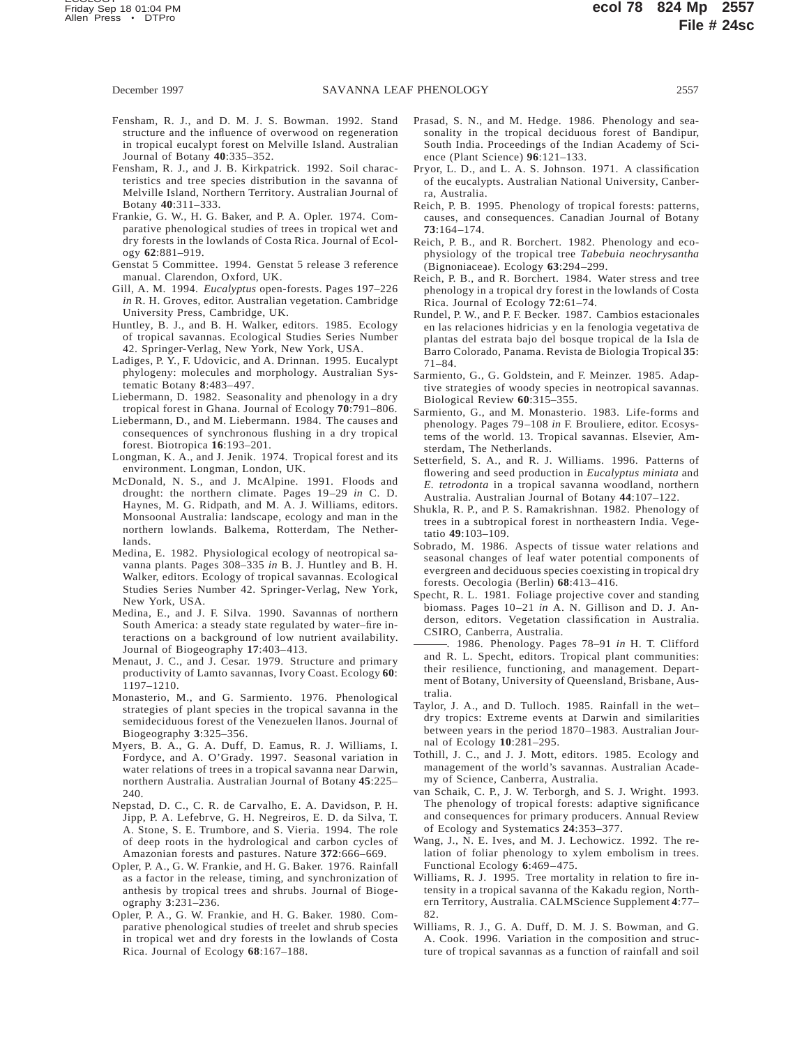Fensham, R. J., and D. M. J. S. Bowman. 1992. Stand structure and the influence of overwood on regeneration in tropical eucalypt forest on Melville Island. Australian Journal of Botany **40**:335–352.

Fensham, R. J., and J. B. Kirkpatrick. 1992. Soil characteristics and tree species distribution in the savanna of Melville Island, Northern Territory. Australian Journal of Botany **40**:311–333.

Frankie, G. W., H. G. Baker, and P. A. Opler. 1974. Comparative phenological studies of trees in tropical wet and dry forests in the lowlands of Costa Rica. Journal of Ecology **62**:881–919.

Genstat 5 Committee. 1994. Genstat 5 release 3 reference manual. Clarendon, Oxford, UK.

Gill, A. M. 1994. *Eucalyptus* open-forests. Pages 197–226 *in* R. H. Groves, editor. Australian vegetation. Cambridge University Press, Cambridge, UK.

Huntley, B. J., and B. H. Walker, editors. 1985. Ecology of tropical savannas. Ecological Studies Series Number 42. Springer-Verlag, New York, New York, USA.

Ladiges, P. Y., F. Udovicic, and A. Drinnan. 1995. Eucalypt phylogeny: molecules and morphology. Australian Systematic Botany **8**:483–497.

Liebermann, D. 1982. Seasonality and phenology in a dry tropical forest in Ghana. Journal of Ecology **70**:791–806.

Liebermann, D., and M. Liebermann. 1984. The causes and consequences of synchronous flushing in a dry tropical forest. Biotropica **16**:193–201.

Longman, K. A., and J. Jenik. 1974. Tropical forest and its environment. Longman, London, UK.

McDonald, N. S., and J. McAlpine. 1991. Floods and drought: the northern climate. Pages 19–29 *in* C. D. Haynes, M. G. Ridpath, and M. A. J. Williams, editors. Monsoonal Australia: landscape, ecology and man in the northern lowlands. Balkema, Rotterdam, The Netherlands.

Medina, E. 1982. Physiological ecology of neotropical savanna plants. Pages 308–335 *in* B. J. Huntley and B. H. Walker, editors. Ecology of tropical savannas. Ecological Studies Series Number 42. Springer-Verlag, New York, New York, USA.

Medina, E., and J. F. Silva. 1990. Savannas of northern South America: a steady state regulated by water–fire interactions on a background of low nutrient availability. Journal of Biogeography **17**:403–413.

Menaut, J. C., and J. Cesar. 1979. Structure and primary productivity of Lamto savannas, Ivory Coast. Ecology **60**: 1197–1210.

Monasterio, M., and G. Sarmiento. 1976. Phenological strategies of plant species in the tropical savanna in the semideciduous forest of the Venezuelen llanos. Journal of Biogeography **3**:325–356.

Myers, B. A., G. A. Duff, D. Eamus, R. J. Williams, I. Fordyce, and A. O'Grady. 1997. Seasonal variation in water relations of trees in a tropical savanna near Darwin, northern Australia. Australian Journal of Botany **45**:225–240.

Nepstad, D. C., C. R. de Carvalho, E. A. Davidson, P. H. Jipp, P. A. Lefebrve, G. H. Negreiros, E. D. da Silva, T. A. Stone, S. E. Trumbore, and S. Vieria. 1994. The role of deep roots in the hydrological and carbon cycles of Amazonian forests and pastures. Nature **372**:666–669.

Opler, P. A., G. W. Frankie, and H. G. Baker. 1976. Rainfall as a factor in the release, timing, and synchronization of anthesis by tropical trees and shrubs. Journal of Biogeography **3**:231–236.

Opler, P. A., G. W. Frankie, and H. G. Baker. 1980. Comparative phenological studies of treelet and shrub species in tropical wet and dry forests in the lowlands of Costa Rica. Journal of Ecology **68**:167–188.

Prasad, S. N., and M. Hedge. 1986. Phenology and seasonality in the tropical deciduous forest of Bandipur, South India. Proceedings of the Indian Academy of Science (Plant Science) **96**:121–133.

Pryor, L. D., and L. A. S. Johnson. 1971. A classification of the eucalypts. Australian National University, Canberra, Australia.

Reich, P. B. 1995. Phenology of tropical forests: patterns, causes, and consequences. Canadian Journal of Botany **73**:164–174.

Reich, P. B., and R. Borchert. 1982. Phenology and ecophysiology of the tropical tree *Tabebuia neochrysantha* (Bignoniaceae). Ecology **63**:294–299.

Reich, P. B., and R. Borchert. 1984. Water stress and tree phenology in a tropical dry forest in the lowlands of Costa Rica. Journal of Ecology **72**:61–74.

Rundel, P. W., and P. F. Becker. 1987. Cambios estacionales en las relaciones hidricias y en la fenologia vegetativa de plantas del estrata bajo del bosque tropical de la Isla de Barro Colorado, Panama. Revista de Biologia Tropical **35**: 71–84.

Sarmiento, G., G. Goldstein, and F. Meinzer. 1985. Adaptive strategies of woody species in neotropical savannas. Biological Review **60**:315–355.

Sarmiento, G., and M. Monasterio. 1983. Life-forms and phenology. Pages 79–108 *in* F. Brouliere, editor. Ecosystems of the world. 13. Tropical savannas. Elsevier, Amsterdam, The Netherlands.

Setterfield, S. A., and R. J. Williams. 1996. Patterns of flowering and seed production in *Eucalyptus miniata* and *E. tetrodonta* in a tropical savanna woodland, northern Australia. Australian Journal of Botany **44**:107–122.

Shukla, R. P., and P. S. Ramakrishnan. 1982. Phenology of trees in a subtropical forest in northeastern India. Vegetatio **49**:103–109.

Sobrado, M. 1986. Aspects of tissue water relations and seasonal changes of leaf water potential components of evergreen and deciduous species coexisting in tropical dry forests. Oecologia (Berlin) **68**:413–416.

Specht, R. L. 1981. Foliage projective cover and standing biomass. Pages 10–21 *in* A. N. Gillison and D. J. Anderson, editors. Vegetation classification in Australia. CSIRO, Canberra, Australia.

———. 1986. Phenology. Pages 78–91 *in* H. T. Clifford and R. L. Specht, editors. Tropical plant communities: their resilience, functioning, and management. Department of Botany, University of Queensland, Brisbane, Australia.

Taylor, J. A., and D. Tulloch. 1985. Rainfall in the wet–dry tropics: Extreme events at Darwin and similarities between years in the period 1870–1983. Australian Journal of Ecology **10**:281–295.

Tothill, J. C., and J. J. Mott, editors. 1985. Ecology and management of the world's savannas. Australian Academy of Science, Canberra, Australia.

van Schaik, C. P., J. W. Terborgh, and S. J. Wright. 1993. The phenology of tropical forests: adaptive significance and consequences for primary producers. Annual Review of Ecology and Systematics **24**:353–377.

Wang, J., N. E. Ives, and M. J. Lechowicz. 1992. The relation of foliar phenology to xylem embolism in trees. Functional Ecology **6**:469–475.

Williams, R. J. 1995. Tree mortality in relation to fire intensity in a tropical savanna of the Kakadu region, Northern Territory, Australia. CALMScience Supplement **4**:77–82.

Williams, R. J., G. A. Duff, D. M. J. S. Bowman, and G. A. Cook. 1996. Variation in the composition and structure of tropical savannas as a function of rainfall and soil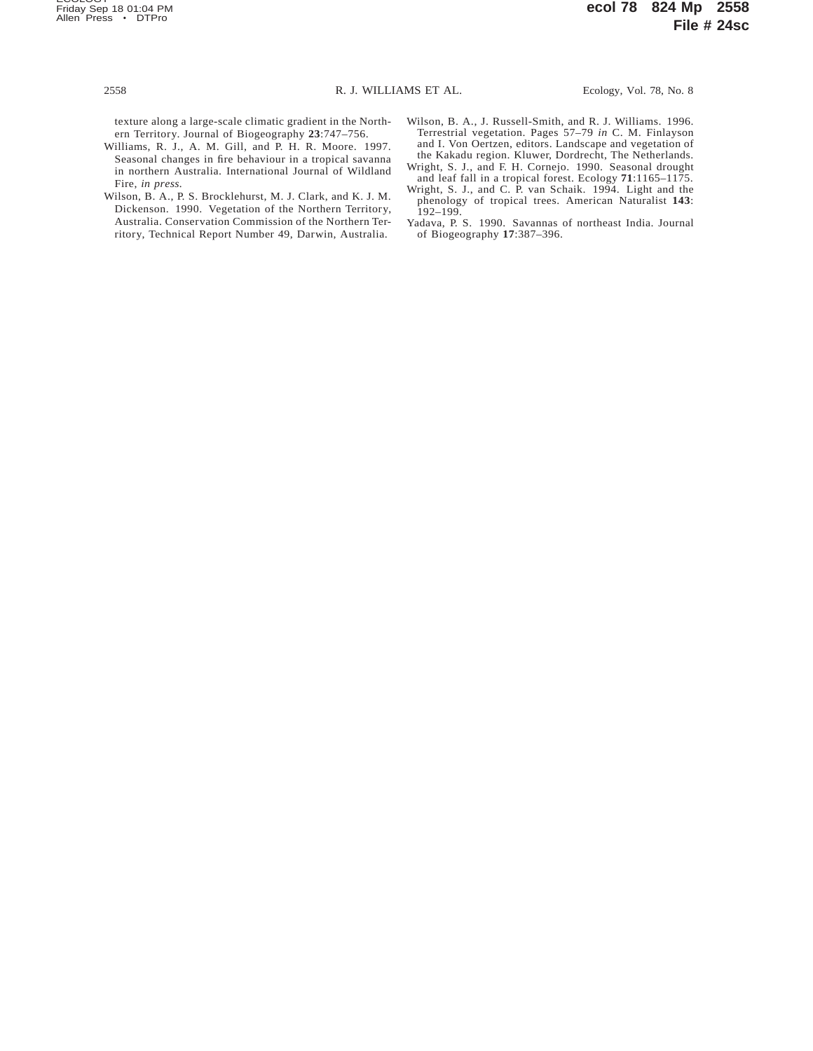texture along a large-scale climatic gradient in the Northern Territory. Journal of Biogeography **23**:747–756.

Williams, R. J., A. M. Gill, and P. H. R. Moore. 1997. Seasonal changes in fire behaviour in a tropical savanna in northern Australia. International Journal of Wildland Fire, *in press.*

Wilson, B. A., P. S. Brocklehurst, M. J. Clark, and K. J. M. Dickenson. 1990. Vegetation of the Northern Territory, Australia. Conservation Commission of the Northern Territory, Technical Report Number 49, Darwin, Australia.

Wilson, B. A., J. Russell-Smith, and R. J. Williams. 1996. Terrestrial vegetation. Pages 57–79 *in* C. M. Finlayson and I. Von Oertzen, editors. Landscape and vegetation of the Kakadu region. Kluwer, Dordrecht, The Netherlands.

Wright, S. J., and F. H. Cornejo. 1990. Seasonal drought and leaf fall in a tropical forest. Ecology **71**:1165–1175.

Wright, S. J., and C. P. van Schaik. 1994. Light and the phenology of tropical trees. American Naturalist **143**: 192–199.

Yadava, P. S. 1990. Savannas of northeast India. Journal of Biogeography **17**:387–396.